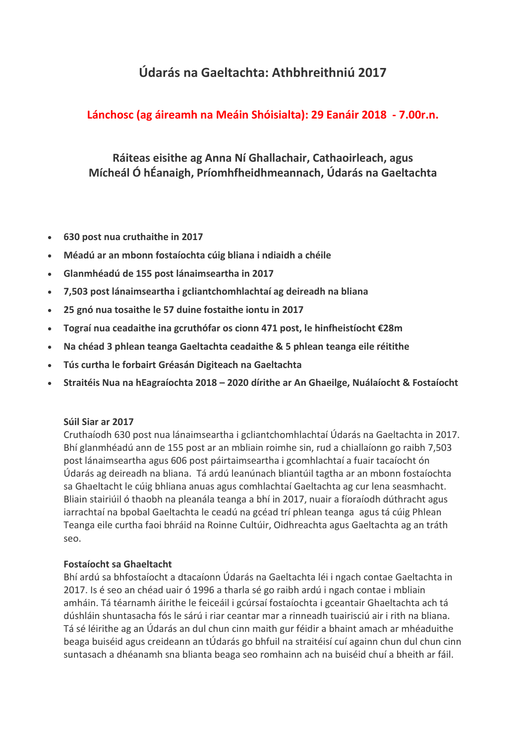# Údarás na Gaeltachta: Athbhreithniú 2017

**Lánchosc (ag áireamh na Meáin Shóisialta): 29 Eanáir 2018 - 7.00r.n.**

## Ráiteas eisithe ag Anna Ní Ghallachair, Cathaoirleach, agus Mícheál Ó hÉanaigh, Príomhfheidhmeannach, Údarás na Gaeltachta

- **630 post nua cruthaithe in 2017**
- **Méadú ar an mbonn fostaíochta cúig bliana i ndiaidh a chéile**
- **Glanmhéadú de 155 post lánaimseartha in 2017**
- **7,503 post lánaimseartha i gcliantchomhlachtaí ag deireadh na bliana**
- **25 gnó nua tosaithe le 57 duine fostaithe iontu in 2017**
- **Tograí nua ceadaithe ina gcruthófar os cionn 471 post, le hinfheistíocht €28m**
- **Na chéad 3 phlean teanga Gaeltachta ceadaithe & 5 phlean teanga eile réitithe**
- **Tús curtha le forbairt Gréasán Digiteach na Gaeltachta**
- **Straitéis Nua na hEagraíochta 2018 – 2020 dírithe ar An Ghaeilge, Nuálaíocht & Fostaíocht**

**Súil Siar ar 2017**

Cruthaíodh 630 post nua lánaimseartha i gcliantchomhlachtaí Údarás na Gaeltachta in 2017. Bhí glanmhéadú ann de 155 post ar an mbliain roimhe sin, rud a chiallaíonn go raibh 7,503 post lánaimseartha agus 606 post páirtaimseartha i gcomhlachtaí a fuair tacaíocht ón Údarás ag deireadh na bliana. Tá ardú leanúnach bliantúil tagtha ar an mbonn fostaíochta sa Ghaeltacht le cúig bhliana anuas agus comhlachtaí Gaeltachta ag cur lena seasmhacht. Bliain stairiúil ó thaobh na pleanála teanga a bhí in 2017, nuair a fíoraíodh dúthracht agus iarrachtaí na bpobal Gaeltachta le ceadú na gcéad trí phlean teanga agus tá cúig Phlean Teanga eile curtha faoi bhráid na Roinne Cultúir, Oidhreachta agus Gaeltachta ag an tráth seo.

**Fostaíocht sa Ghaeltacht**

Bhí ardú sa bhfostaíocht a dtacaíonn Údarás na Gaeltachta léi i ngach contae Gaeltachta in 2017. Is é seo an chéad uair ó 1996 a tharla sé go raibh ardú i ngach contae i mbliain amháin. Tá téarnamh áirithe le feiceáil i gcúrsaí fostaíochta i gceantair Ghaeltachta ach tá dúshláin shuntasacha fós le sárú i riar ceantar mar a rinneadh tuairisciú air i rith na bliana. Tá sé léirithe ag an Údarás an dul chun cinn maith gur féidir a bhaint amach ar mhéaduithe beaga buiséid agus creideann an tÚdarás go bhfuil na straitéisí cuí againn chun dul chun cinn suntasach a dhéanamh sna blianta beaga seo romhainn ach na buiséid chuí a bheith ar fáil.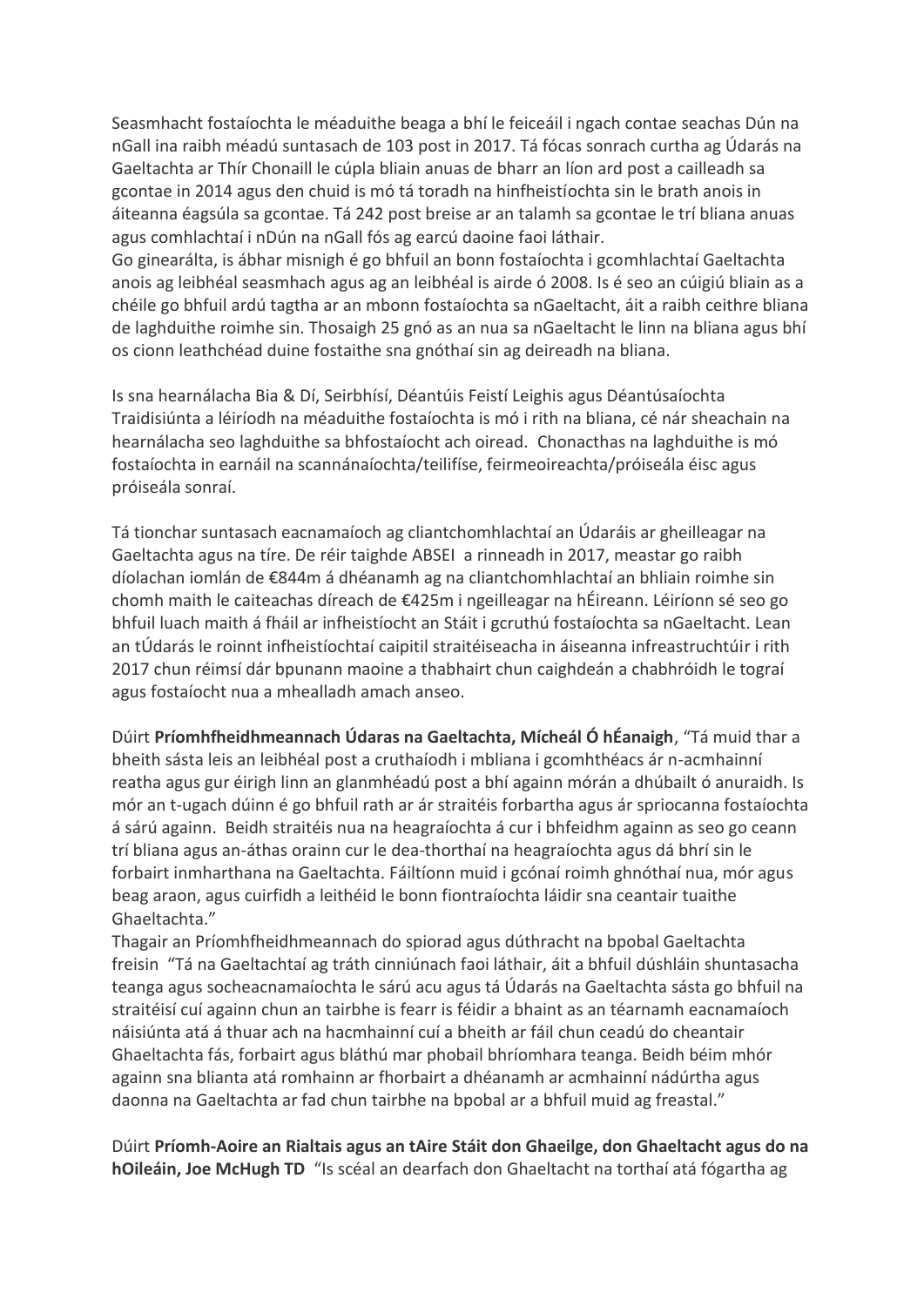Seasmhacht fostaíochta le méaduithe beaga a bhí le feiceáil i ngach contae seachas Dún na nGall ina raibh méadú suntasach de 103 post in 2017. Tá fócas sonrach curtha ag Údarás na Gaeltachta ar Thír Chonaill le cúpla bliain anuas de bharr an líon ard post a cailleadh sa gcontae in 2014 agus den chuid is mó tá toradh na hinfheistíochta sin le brath anois in áiteanna éagsúla sa gcontae. Tá 242 post breise ar an talamh sa gcontae le trí bliana anuas agus comhlachtaí i nDún na nGall fós ag earcú daoine faoi láthair.

Go ginearálta, is ábhar misnigh é go bhfuil an bonn fostaíochta i gcomhlachtaí Gaeltachta anois ag leibhéal seasmhach agus ag an leibhéal is airde ó 2008. Is é seo an cúigiú bliain as a chéile go bhfuil ardú tagtha ar an mbonn fostaíochta sa nGaeltacht, áit a raibh ceithre bliana de laghduithe roimhe sin. Thosaigh 25 gnó as an nua sa nGaeltacht le linn na bliana agus bhí os cionn leathchéad duine fostaithe sna gnóthaí sin ag deireadh na bliana.

Is sna hearnálacha Bia & Dí, Seirbhísí, Déantúis Feistí Leighis agus Déantúsaíochta Traidisiúnta a léiríodh na méaduithe fostaíochta is mó i rith na bliana, cé nár sheachain na hearnálacha seo laghduithe sa bhfostaíocht ach oiread. Chonacthas na laghduithe is mó fostaíochta in earnáil na scannánaíochta/teilifíse, feirmeoireachta/próiseála éisc agus próiseála sonraí.

Tá tionchar suntasach eacnamaíoch ag cliantchomhlachtaí an Údaráis ar gheilleagar na Gaeltachta agus na tíre. De réir taighde ABSEI a rinneadh in 2017, meastar go raibh díolachan iomlán de €844m á dhéanamh ag na cliantchomhlachtaí an bhliain roimhe sin chomh maith le caiteachas díreach de €425m i ngeilleagar na hÉireann. Léiríonn sé seo go bhfuil luach maith á fháil ar infheistíocht an Stáit i gcruthú fostaíochta sa nGaeltacht. Lean an tÚdarás le roinnt infheistíochtaí caipitil straitéiseacha in áiseanna infreastruchtúir i rith 2017 chun réimsí dár bpunann maoine a thabhairt chun caighdeán a chabhróidh le tograí agus fostaíocht nua a mhealladh amach anseo.

Dúirt **Príomhfheidhmeannach Údaras na Gaeltachta, Mícheál Ó hÉanaigh**, "Tá muid thar a bheith sásta leis an leibhéal post a cruthaíodh i mbliana i gcomhthéacs ár n-acmhainní reatha agus gur éirigh linn an glanmhéadú post a bhí againn mórán a dhúbailt ó anuraidh. Is mór an t-ugach dúinn é go bhfuil rath ar ár straitéis forbartha agus ár spriocanna fostaíochta á sárú againn. Beidh straitéis nua na heagraíochta á cur i bhfeidhm againn as seo go ceann trí bliana agus an-áthas orainn cur le dea-thorthaí na heagraíochta agus dá bhrí sin le forbairt inmharthana na Gaeltachta. Fáiltíonn muid i gcónaí roimh ghnóthaí nua, mór agus beag araon, agus cuirfidh a leithéid le bonn fiontraíochta láidir sna ceantair tuaithe Ghaeltachta."

Thagair an Príomhfheidhmeannach do spiorad agus dúthracht na bpobal Gaeltachta freisin "Tá na Gaeltachtaí ag tráth cinniúnach faoi láthair, áit a bhfuil dúshláin shuntasacha teanga agus socheacnamaíochta le sárú acu agus tá Údarás na Gaeltachta sásta go bhfuil na straitéisí cuí againn chun an tairbhe is fearr is féidir a bhaint as an téarnamh eacnamaíoch náisiúnta atá á thuar ach na hacmhainní cuí a bheith ar fáil chun ceadú do cheantair Ghaeltachta fás, forbairt agus bláthú mar phobail bhríomhara teanga. Beidh béim mhór againn sna blianta atá romhainn ar fhorbairt a dhéanamh ar acmhainní nádúrtha agus daonna na Gaeltachta ar fad chun tairbhe na bpobal ar a bhfuil muid ag freastal."

Dúirt **Príomh-Aoire an Rialtais agus an tAire Stáit don Ghaeilge, don Ghaeltacht agus do na hOileáin, Joe McHugh TD** "Is scéal an dearfach don Ghaeltacht na torthaí atá fógartha ag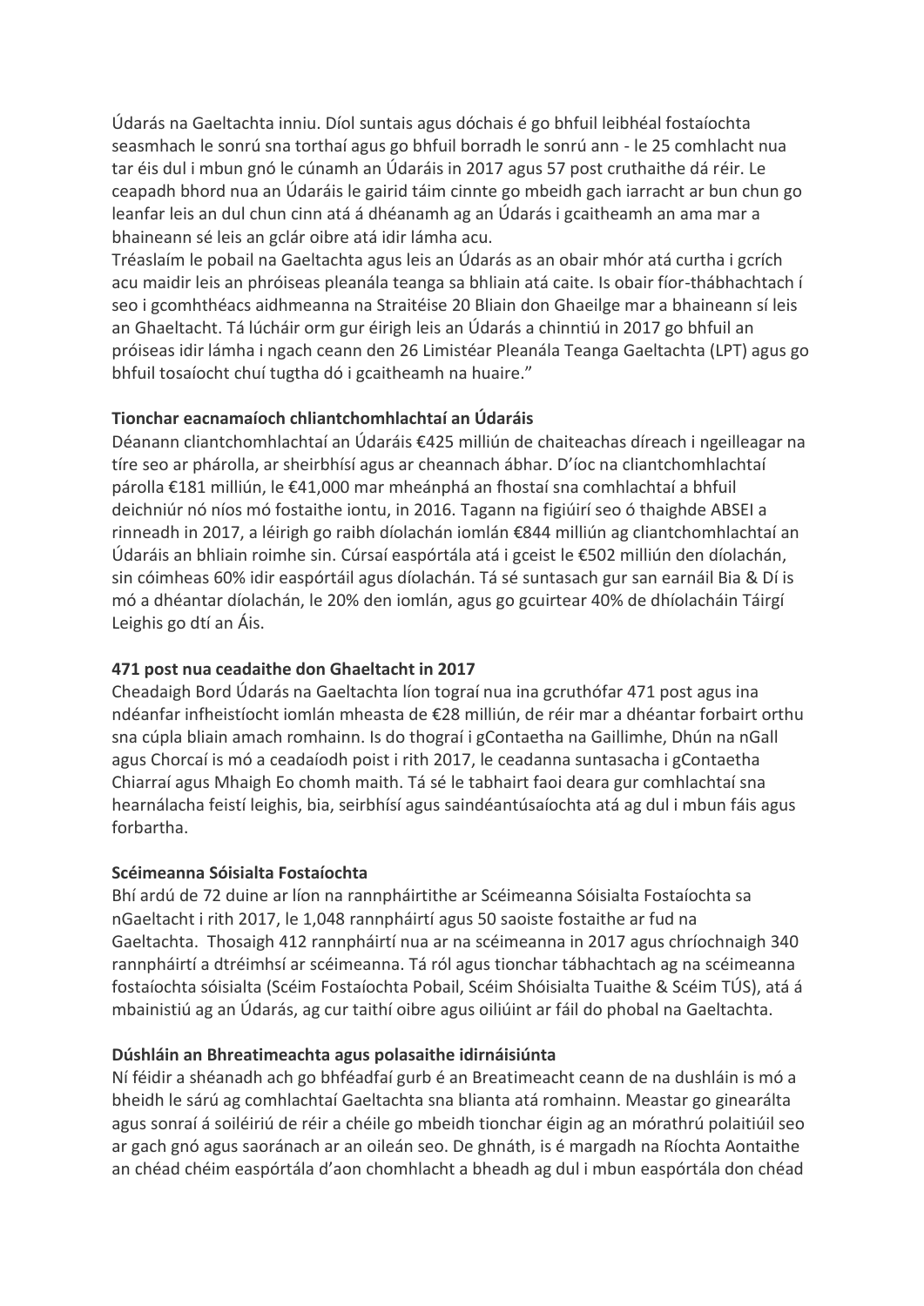Údarás na Gaeltachta inniu. Díol suntais agus dóchais é go bhfuil leibhéal fostaíochta seasmhach le sonrú sna torthaí agus go bhfuil borradh le sonrú ann - le 25 comhlacht nua tar éis dul i mbun gnó le cúnamh an Údaráis in 2017 agus 57 post cruthaithe dá réir. Le ceapadh bhord nua an Údaráis le gairid táim cinnte go mbeidh gach iarracht ar bun chun go leanfar leis an dul chun cinn atá á dhéanamh ag an Údarás i gcaitheamh an ama mar a bhaineann sé leis an gclár oibre atá idir lámha acu.
Tréaslaím le pobail na Gaeltachta agus leis an Údarás as an obair mhór atá curtha i gcrích acu maidir leis an phróiseas pleanála teanga sa bhliain atá caite. Is obair fíor-thábhachtach í seo i gcomhthéacs aidhmeanna na Straitéise 20 Bliain don Ghaeilge mar a bhaineann sí leis an Ghaeltacht. Tá lúcháir orm gur éirigh leis an Údarás a chinntiú in 2017 go bhfuil an próiseas idir lámha i ngach ceann den 26 Limistéar Pleanála Teanga Gaeltachta (LPT) agus go bhfuil tosaíocht chuí tugtha dó i gcaitheamh na huaire."

**Tionchar eacnamaíoch chliantchomhlachtaí an Údaráis**
Déanann cliantchomhlachtaí an Údaráis €425 milliún de chaiteachas díreach i ngeilleagar na tíre seo ar phárolla, ar sheirbhísí agus ar cheannach ábhar. D'íoc na cliantchomhlachtaí párolla €181 milliún, le €41,000 mar mheánphá an fhostaí sna comhlachtaí a bhfuil deichniúr nó níos mó fostaithe iontu, in 2016. Tagann na figiúirí seo ó thaighde ABSEI a rinneadh in 2017, a léirigh go raibh díolachán iomlán €844 milliún ag cliantchomhlachtaí an Údaráis an bhliain roimhe sin. Cúrsaí easpórtála atá i gceist le €502 milliún den díolachán, sin cóimheas 60% idir easpórtáil agus díolachán. Tá sé suntasach gur san earnáil Bia & Dí is mó a dhéantar díolachán, le 20% den iomlán, agus go gcuirtear 40% de dhíolacháin Táirgí Leighis go dtí an Áis.

**471 post nua ceadaithe don Ghaeltacht in 2017**
Cheadaigh Bord Údarás na Gaeltachta líon tograí nua ina gcruthófar 471 post agus ina ndéanfar infheistíocht iomlán mheasta de €28 milliún, de réir mar a dhéantar forbairt orthu sna cúpla bliain amach romhainn. Is do thograí i gContaetha na Gaillimhe, Dhún na nGall agus Chorcaí is mó a ceadaíodh poist i rith 2017, le ceadanna suntasacha i gContaetha Chiarraí agus Mhaigh Eo chomh maith. Tá sé le tabhairt faoi deara gur comhlachtaí sna hearnálacha feistí leighis, bia, seirbhísí agus saindéantúsaíochta atá ag dul i mbun fáis agus forbartha.

**Scéimeanna Sóisialta Fostaíochta**
Bhí ardú de 72 duine ar líon na rannpháirtithe ar Scéimeanna Sóisialta Fostaíochta sa nGaeltacht i rith 2017, le 1,048 rannpháirtí agus 50 saoiste fostaithe ar fud na Gaeltachta. Thosaigh 412 rannpháirtí nua ar na scéimeanna in 2017 agus chríochnaigh 340 rannpháirtí a dtréimhsí ar scéimeanna. Tá ról agus tionchar tábhachtach ag na scéimeanna fostaíochta sóisialta (Scéim Fostaíochta Pobail, Scéim Shóisialta Tuaithe & Scéim TÚS), atá á mbainistiú ag an Údarás, ag cur taithí oibre agus oiliúint ar fáil do phobal na Gaeltachta.

**Dúshláin an Bhreatimeachta agus polasaithe idirnáisiúnta**
Ní féidir a shéanadh ach go bhféadfaí gurb é an Breatimeacht ceann de na dushláin is mó a bheidh le sárú ag comhlachtaí Gaeltachta sna blianta atá romhainn. Meastar go ginearálta agus sonraí á soiléiriú de réir a chéile go mbeidh tionchar éigin ag an mórathrú polaitiúil seo ar gach gnó agus saoránach ar an oileán seo. De ghnáth, is é margadh na Ríochta Aontaithe an chéad chéim easpórtála d'aon chomhlacht a bheadh ag dul i mbun easpórtála don chéad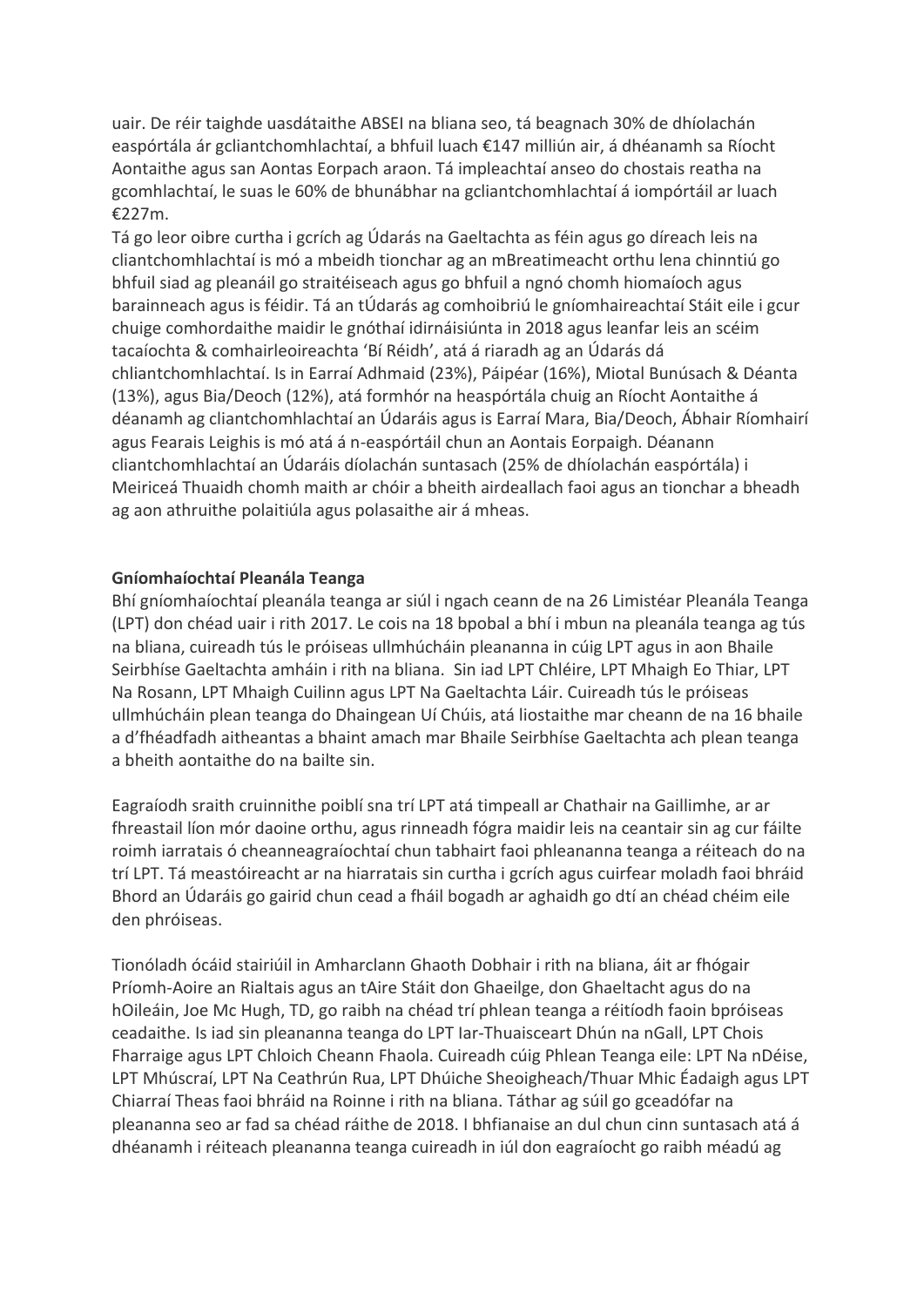uair. De réir taighde uasdátaithe ABSEI na bliana seo, tá beagnach 30% de dhíolachán easpórtála ár gcliantchomhlachtaí, a bhfuil luach €147 milliún air, á dhéanamh sa Ríocht Aontaithe agus san Aontas Eorpach araon. Tá impleachtaí anseo do chostais reatha na gcomhlachtaí, le suas le 60% de bhunábhar na gcliantchomhlachtaí á iompórtáil ar luach €227m.
Tá go leor oibre curtha i gcrích ag Údarás na Gaeltachta as féin agus go díreach leis na cliantchomhlachtaí is mó a mbeidh tionchar ag an mBreatimeacht orthu lena chinntiú go bhfuil siad ag pleanáil go straitéiseach agus go bhfuil a ngnó chomh hiomaíoch agus barainneach agus is féidir. Tá an tÚdarás ag comhoibriú le gníomhaireachtaí Stáit eile i gcur chuige comhordaithe maidir le gnóthaí idirnáisiúnta in 2018 agus leanfar leis an scéim tacaíochta & comhairleoireachta 'Bí Réidh', atá á riaradh ag an Údarás dá chliantchomhlachtaí. Is in Earraí Adhmaid (23%), Páipéar (16%), Miotal Bunúsach & Déanta (13%), agus Bia/Deoch (12%), atá formhór na heaspórtála chuig an Ríocht Aontaithe á déanamh ag cliantchomhlachtaí an Údaráis agus is Earraí Mara, Bia/Deoch, Ábhair Ríomhairí agus Fearais Leighis is mó atá á n-easpórtáil chun an Aontais Eorpaigh. Déanann cliantchomhlachtaí an Údaráis díolachán suntasach (25% de dhíolachán easpórtála) i Meiriceá Thuaidh chomh maith ar chóir a bheith airdeallach faoi agus an tionchar a bheadh ag aon athruithe polaitiúla agus polasaithe air á mheas.

**Gníomhaíochtaí Pleanála Teanga**

Bhí gníomhaíochtaí pleanála teanga ar siúl i ngach ceann de na 26 Limistéar Pleanála Teanga (LPT) don chéad uair i rith 2017. Le cois na 18 bpobal a bhí i mbun na pleanála teanga ag tús na bliana, cuireadh tús le próiseas ullmhúcháin pleananna in cúig LPT agus in aon Bhaile Seirbhíse Gaeltachta amháin i rith na bliana. Sin iad LPT Chléire, LPT Mhaigh Eo Thiar, LPT Na Rosann, LPT Mhaigh Cuilinn agus LPT Na Gaeltachta Láir. Cuireadh tús le próiseas ullmhúcháin plean teanga do Dhaingean Uí Chúis, atá liostaithe mar cheann de na 16 bhaile a d'fhéadfadh aitheantas a bhaint amach mar Bhaile Seirbhíse Gaeltachta ach plean teanga a bheith aontaithe do na bailte sin.

Eagraíodh sraith cruinnithe poiblí sna trí LPT atá timpeall ar Chathair na Gaillimhe, ar ar fhreastail líon mór daoine orthu, agus rinneadh fógra maidir leis na ceantair sin ag cur fáilte roimh iarratais ó cheanneagraíochtaí chun tabhairt faoi phleananna teanga a réiteach do na trí LPT. Tá meastóireacht ar na hiarratais sin curtha i gcrích agus cuirfear moladh faoi bhráid Bhord an Údaráis go gairid chun cead a fháil bogadh ar aghaidh go dtí an chéad chéim eile den phróiseas.

Tionóladh ócáid stairiúil in Amharclann Ghaoth Dobhair i rith na bliana, áit ar fhógair Príomh-Aoire an Rialtais agus an tAire Stáit don Ghaeilge, don Ghaeltacht agus do na hOileáin, Joe Mc Hugh, TD, go raibh na chéad trí phlean teanga a réitíodh faoin bpróiseas ceadaithe. Is iad sin pleananna teanga do LPT Iar-Thuaisceart Dhún na nGall, LPT Chois Fharraige agus LPT Chloich Cheann Fhaola. Cuireadh cúig Phlean Teanga eile: LPT Na nDéise, LPT Mhúscraí, LPT Na Ceathrún Rua, LPT Dhúiche Sheoigheach/Thuar Mhic Éadaigh agus LPT Chiarraí Theas faoi bhráid na Roinne i rith na bliana. Táthar ag súil go gceadófar na pleananna seo ar fad sa chéad ráithe de 2018. I bhfianaise an dul chun cinn suntasach atá á dhéanamh i réiteach pleananna teanga cuireadh in iúl don eagraíocht go raibh méadú ag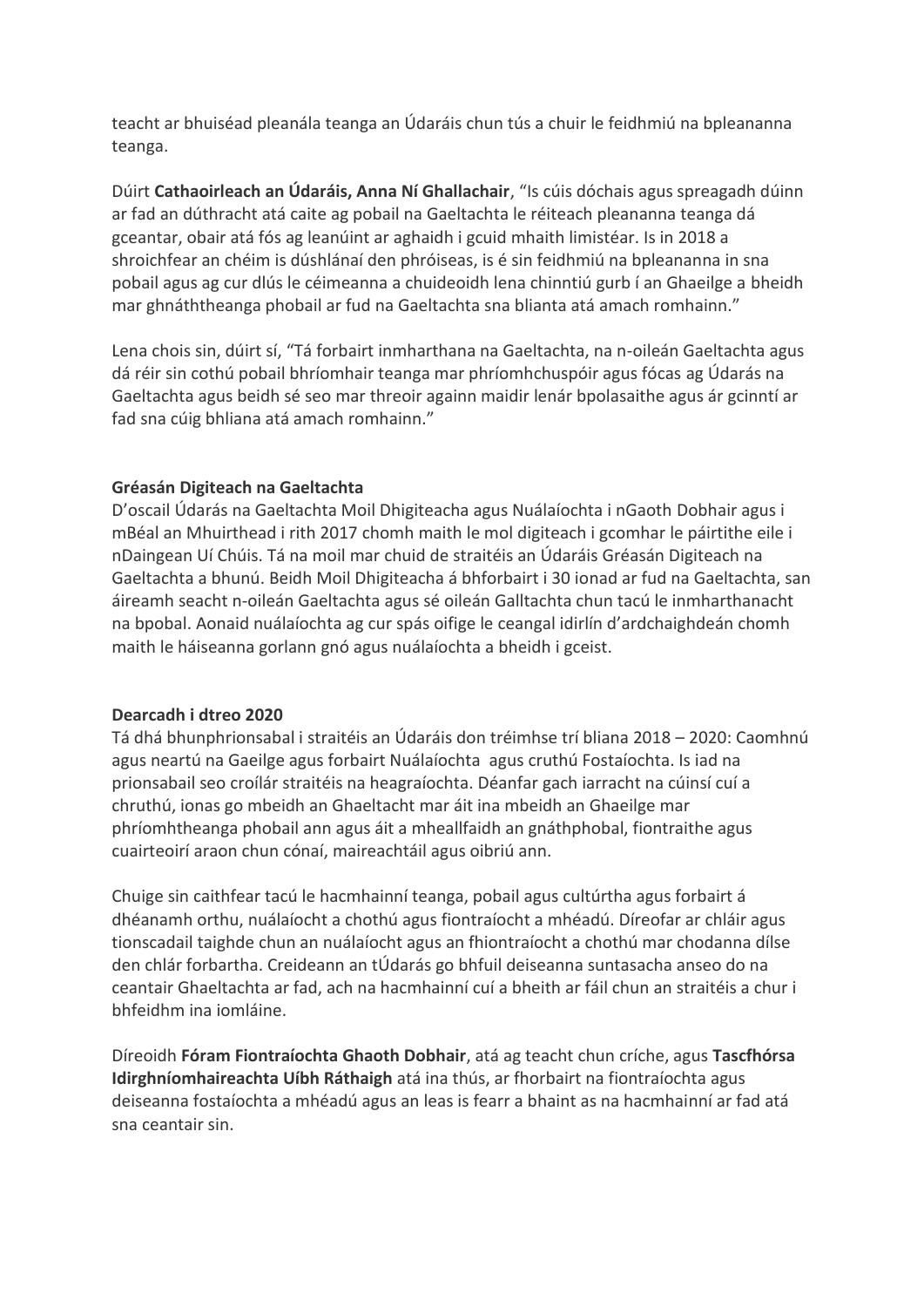teacht ar bhuiséad pleanála teanga an Údaráis chun tús a chuir le feidhmiú na bpleananna teanga.

Dúirt **Cathaoirleach an Údaráis, Anna Ní Ghallachair**, "Is cúis dóchais agus spreagadh dúinn ar fad an dúthracht atá caite ag pobail na Gaeltachta le réiteach pleananna teanga dá gceantar, obair atá fós ag leanúint ar aghaidh i gcuid mhaith limistéar. Is in 2018 a shroichfear an chéim is dúshlánaí den phróiseas, is é sin feidhmiú na bpleananna in sna pobail agus ag cur dlús le céimeanna a chuideoidh lena chinntiú gurb í an Ghaeilge a bheidh mar ghnáththeanga phobail ar fud na Gaeltachta sna blianta atá amach romhainn."

Lena chois sin, dúirt sí, "Tá forbairt inmharthana na Gaeltachta, na n-oileán Gaeltachta agus dá réir sin cothú pobail bhríomhair teanga mar phríomhchuspóir agus fócas ag Údarás na Gaeltachta agus beidh sé seo mar threoir againn maidir lenár bpolasaithe agus ár gcinntí ar fad sna cúig bhliana atá amach romhainn."

**Gréasán Digiteach na Gaeltachta**

D'oscail Údarás na Gaeltachta Moil Dhigiteacha agus Nuálaíochta i nGaoth Dobhair agus i mBéal an Mhuirthead i rith 2017 chomh maith le mol digiteach i gcomhar le páirtithe eile i nDaingean Uí Chúis. Tá na moil mar chuid de straitéis an Údaráis Gréasán Digiteach na Gaeltachta a bhunú. Beidh Moil Dhigiteacha á bhforbairt i 30 ionad ar fud na Gaeltachta, san áireamh seacht n-oileán Gaeltachta agus sé oileán Galltachta chun tacú le inmharthanacht na bpobal. Aonaid nuálaíochta ag cur spás oifige le ceangal idirlín d'ardchaighdeán chomh maith le háiseanna gorlann gnó agus nuálaíochta a bheidh i gceist.

**Dearcadh i dtreo 2020**

Tá dhá bhunphrionsabal i straitéis an Údaráis don tréimhse trí bliana 2018 – 2020: Caomhnú agus neartú na Gaeilge agus forbairt Nuálaíochta agus cruthú Fostaíochta. Is iad na prionsabail seo croílár straitéis na heagraíochta. Déanfar gach iarracht na cúinsí cuí a chruthú, ionas go mbeidh an Ghaeltacht mar áit ina mbeidh an Ghaeilge mar phríomhtheanga phobail ann agus áit a mheallfaidh an gnáthphobal, fiontraithe agus cuairteoirí araon chun cónaí, maireachtáil agus oibriú ann.

Chuige sin caithfear tacú le hacmhainní teanga, pobail agus cultúrtha agus forbairt á dhéanamh orthu, nuálaíocht a chothú agus fiontraíocht a mhéadú. Díreofar ar chláir agus tionscadail taighde chun an nuálaíocht agus an fhiontraíocht a chothú mar chodanna dílse den chlár forbartha. Creideann an tÚdarás go bhfuil deiseanna suntasacha anseo do na ceantair Ghaeltachta ar fad, ach na hacmhainní cuí a bheith ar fáil chun an straitéis a chur i bhfeidhm ina iomláine.

Díreoidh **Fóram Fiontraíochta Ghaoth Dobhair**, atá ag teacht chun críche, agus **Tascfhórsa Idirghníomhaireachta Uíbh Ráthaigh** atá ina thús, ar fhorbairt na fiontraíochta agus deiseanna fostaíochta a mhéadú agus an leas is fearr a bhaint as na hacmhainní ar fad atá sna ceantair sin.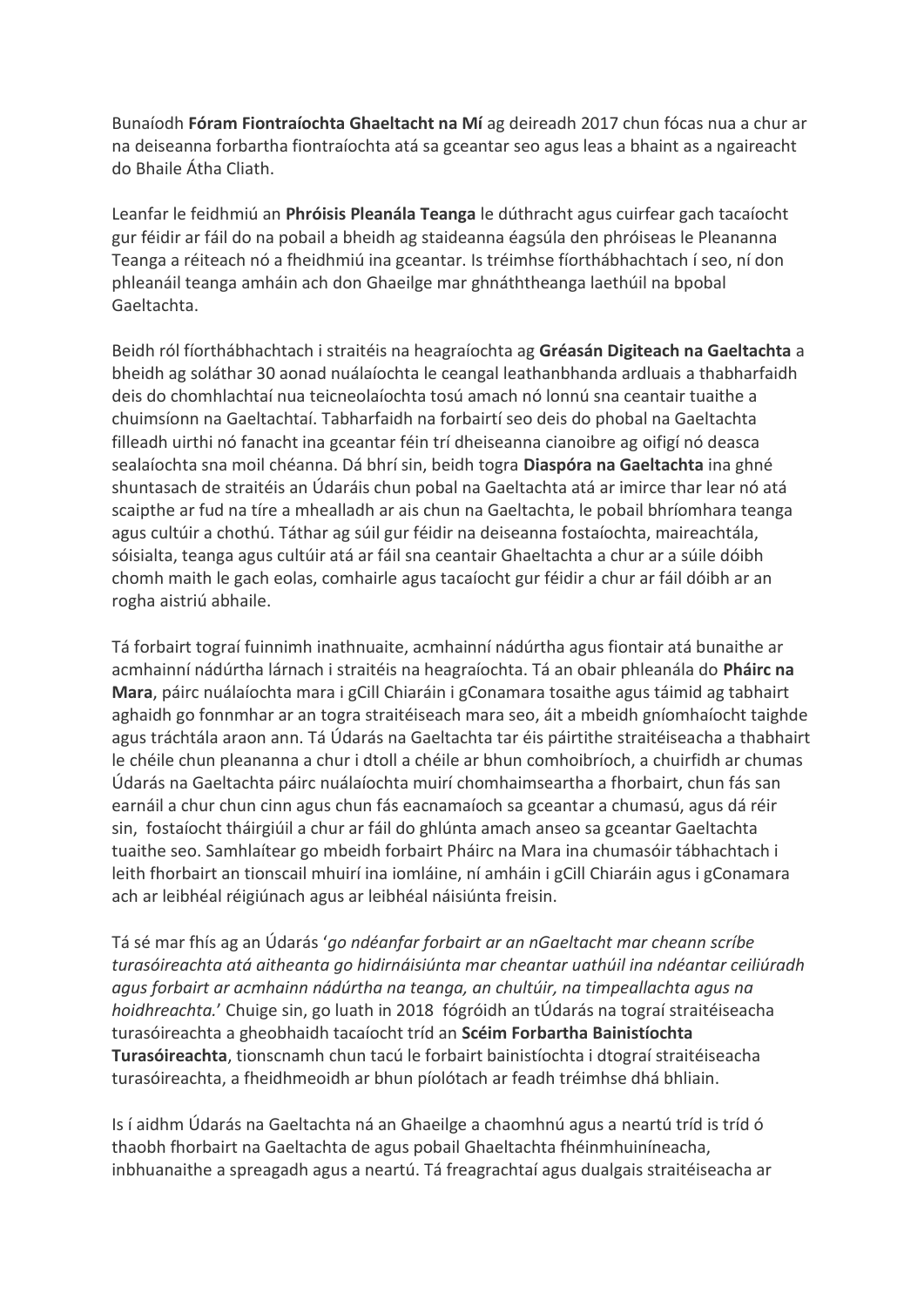Bunaíodh **Fóram Fiontraíochta Ghaeltacht na Mí** ag deireadh 2017 chun fócas nua a chur ar na deiseanna forbartha fiontraíochta atá sa gceantar seo agus leas a bhaint as a ngaireacht do Bhaile Átha Cliath.

Leanfar le feidhmiú an **Phróisis Pleanála Teanga** le dúthracht agus cuirfear gach tacaíocht gur féidir ar fáil do na pobail a bheidh ag staideanna éagsúla den phróiseas le Pleananna Teanga a réiteach nó a fheidhmiú ina gceantar. Is tréimhse fíorthábhachtach í seo, ní don phleanáil teanga amháin ach don Ghaeilge mar ghnáththeanga laethúil na bpobal Gaeltachta.

Beidh ról fíorthábhachtach i straitéis na heagraíochta ag **Gréasán Digiteach na Gaeltachta** a bheidh ag soláthar 30 aonad nuálaíochta le ceangal leathanbhanda ardluais a thabharfaidh deis do chomhlachtaí nua teicneolaíochta tosú amach nó lonnú sna ceantair tuaithe a chuimsíonn na Gaeltachtaí. Tabharfaidh na forbairtí seo deis do phobal na Gaeltachta filleadh uirthi nó fanacht ina gceantar féin trí dheiseanna cianoibre ag oifigí nó deasca sealaíochta sna moil chéanna. Dá bhrí sin, beidh togra **Diaspóra na Gaeltachta** ina ghné shuntasach de straitéis an Údaráis chun pobal na Gaeltachta atá ar imirce thar lear nó atá scaipthe ar fud na tíre a mhealladh ar ais chun na Gaeltachta, le pobail bhríomhara teanga agus cultúir a chothú. Táthar ag súil gur féidir na deiseanna fostaíochta, maireachtála, sóisialta, teanga agus cultúir atá ar fáil sna ceantair Ghaeltachta a chur ar a súile dóibh chomh maith le gach eolas, comhairle agus tacaíocht gur féidir a chur ar fáil dóibh ar an rogha aistriú abhaile.

Tá forbairt tograí fuinnimh inathnuaite, acmhainní nádúrtha agus fiontair atá bunaithe ar acmhainní nádúrtha lárnach i straitéis na heagraíochta. Tá an obair phleanála do **Pháirc na Mara**, páirc nuálaíochta mara i gCill Chiaráin i gConamara tosaithe agus táimid ag tabhairt aghaidh go fonnmhar ar an togra straitéiseach mara seo, áit a mbeidh gníomhaíocht taighde agus tráchtála araon ann. Tá Údarás na Gaeltachta tar éis páirtithe straitéiseacha a thabhairt le chéile chun pleananna a chur i dtoll a chéile ar bhun comhoibríoch, a chuirfidh ar chumas Údarás na Gaeltachta páirc nuálaíochta muirí chomhaimseartha a fhorbairt, chun fás san earnáil a chur chun cinn agus chun fás eacnamaíoch sa gceantar a chumasú, agus dá réir sin, fostaíocht tháirgiúil a chur ar fáil do ghlúnta amach anseo sa gceantar Gaeltachta tuaithe seo. Samhlaítear go mbeidh forbairt Pháirc na Mara ina chumasóir tábhachtach i leith fhorbairt an tionscail mhuirí ina iomláine, ní amháin i gCill Chiaráin agus i gConamara ach ar leibhéal réigiúnach agus ar leibhéal náisiúnta freisin.

Tá sé mar fhís ag an Údarás '*go ndéanfar forbairt ar an nGaeltacht mar cheann scríbe turasóireachta atá aitheanta go hidirnáisiúnta mar cheantar uathúil ina ndéantar ceiliúradh agus forbairt ar acmhainn nádúrtha na teanga, an chultúir, na timpeallachta agus na hoidhreachta.*' Chuige sin, go luath in 2018 fógróidh an tÚdarás na tograí straitéiseacha turasóireachta a gheobhaidh tacaíocht tríd an **Scéim Forbartha Bainistíochta Turasóireachta**, tionscnamh chun tacú le forbairt bainistíochta i dtograí straitéiseacha turasóireachta, a fheidhmeoidh ar bhun píolótach ar feadh tréimhse dhá bhliain.

Is í aidhm Údarás na Gaeltachta ná an Ghaeilge a chaomhnú agus a neartú tríd is tríd ó thaobh fhorbairt na Gaeltachta de agus pobail Ghaeltachta fhéinmhuiníneacha, inbhuanaithe a spreagadh agus a neartú. Tá freagrachtaí agus dualgais straitéiseacha ar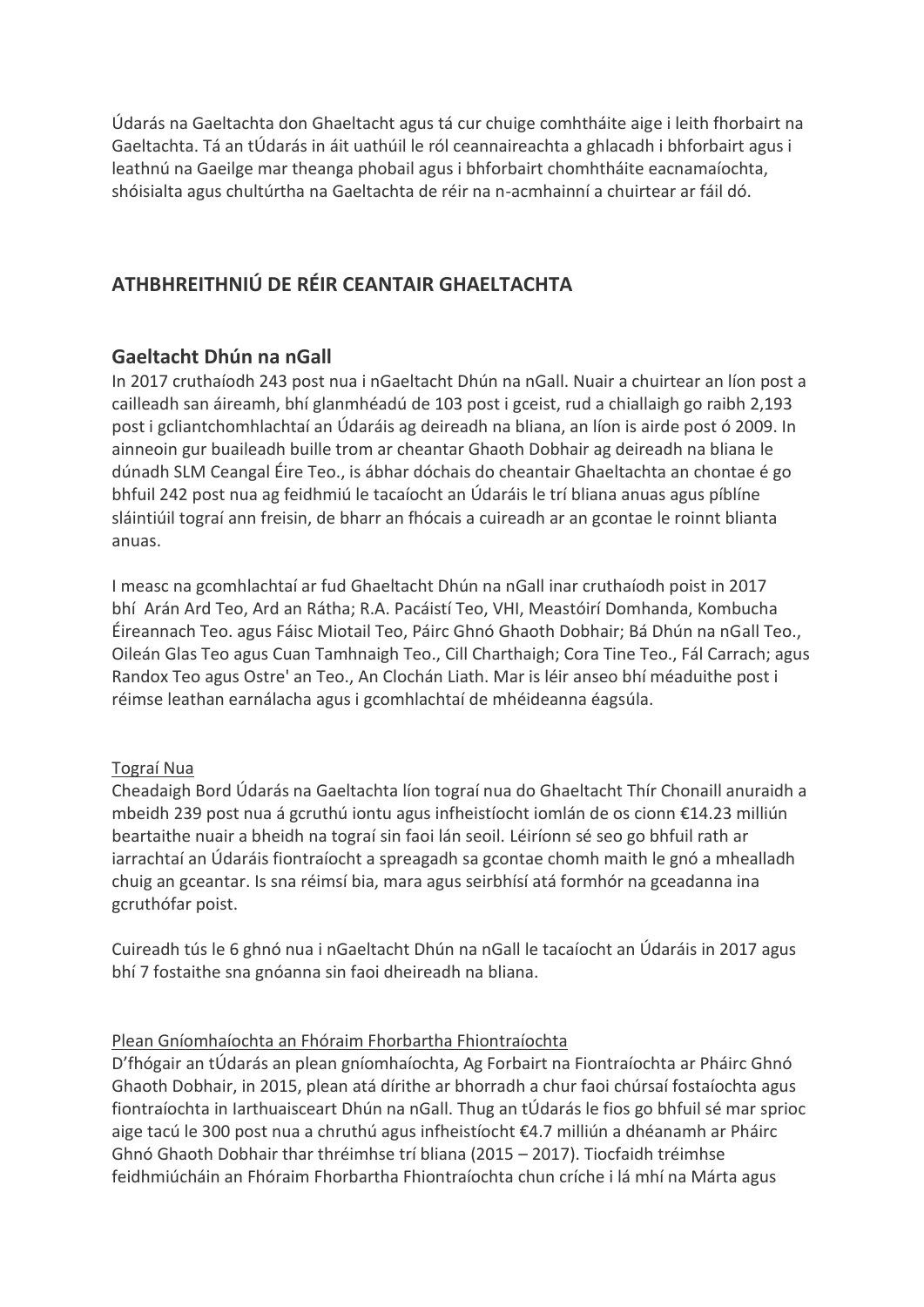Údarás na Gaeltachta don Ghaeltacht agus tá cur chuige comhtháite aige i leith fhorbairt na Gaeltachta. Tá an tÚdarás in áit uathúil le ról ceannaireachta a ghlacadh i bhforbairt agus i leathnú na Gaeilge mar theanga phobail agus i bhforbairt chomhtháite eacnamaíochta, shóisialta agus chultúrtha na Gaeltachta de réir na n-acmhainní a chuirtear ar fáil dó.

## ATHBHREITHNIÚ DE RÉIR CEANTAIR GHAELTACHTA

### Gaeltacht Dhún na nGall

In 2017 cruthaíodh 243 post nua i nGaeltacht Dhún na nGall. Nuair a chuirtear an líon post a cailleadh san áireamh, bhí glanmhéadú de 103 post i gceist, rud a chiallaigh go raibh 2,193 post i gcliantchomhlachtaí an Údaráis ag deireadh na bliana, an líon is airde post ó 2009. In ainneoin gur buaileadh buille trom ar cheantar Ghaoth Dobhair ag deireadh na bliana le dúnadh SLM Ceangal Éire Teo., is ábhar dóchais do cheantair Ghaeltachta an chontae é go bhfuil 242 post nua ag feidhmiú le tacaíocht an Údaráis le trí bliana anuas agus píblíne sláintiúil tograí ann freisin, de bharr an fhócais a cuireadh ar an gcontae le roinnt blianta anuas.

I measc na gcomhlachtaí ar fud Ghaeltacht Dhún na nGall inar cruthaíodh poist in 2017 bhí Arán Ard Teo, Ard an Rátha; R.A. Pacáistí Teo, VHI, Meastóirí Domhanda, Kombucha Éireannach Teo. agus Fáisc Miotail Teo, Páirc Ghnó Ghaoth Dobhair; Bá Dhún na nGall Teo., Oileán Glas Teo agus Cuan Tamhnaigh Teo., Cill Charthaigh; Cora Tine Teo., Fál Carrach; agus Randox Teo agus Ostre' an Teo., An Clochán Liath. Mar is léir anseo bhí méaduithe post i réimse leathan earnálacha agus i gcomhlachtaí de mhéideanna éagsúla.

Tograí Nua

Cheadaigh Bord Údarás na Gaeltachta líon tograí nua do Ghaeltacht Thír Chonaill anuraidh a mbeidh 239 post nua á gcruthú iontu agus infheistíocht iomlán de os cionn €14.23 milliún beartaithe nuair a bheidh na tograí sin faoi lán seoil. Léiríonn sé seo go bhfuil rath ar iarrachtaí an Údaráis fiontraíocht a spreagadh sa gcontae chomh maith le gnó a mhealladh chuig an gceantar. Is sna réimsí bia, mara agus seirbhísí atá formhór na gceadanna ina gcruthófar poist.

Cuireadh tús le 6 ghnó nua i nGaeltacht Dhún na nGall le tacaíocht an Údaráis in 2017 agus bhí 7 fostaithe sna gnóanna sin faoi dheireadh na bliana.

Plean Gníomhaíochta an Fhóraim Fhorbartha Fhiontraíochta

D'fhógair an tÚdarás an plean gníomhaíochta, Ag Forbairt na Fiontraíochta ar Pháirc Ghnó Ghaoth Dobhair, in 2015, plean atá dírithe ar bhorradh a chur faoi chúrsaí fostaíochta agus fiontraíochta in Iarthuaisceart Dhún na nGall. Thug an tÚdarás le fios go bhfuil sé mar sprioc aige tacú le 300 post nua a chruthú agus infheistíocht €4.7 milliún a dhéanamh ar Pháirc Ghnó Ghaoth Dobhair thar thréimhse trí bliana (2015 – 2017). Tiocfaidh tréimhse feidhmiúcháin an Fhóraim Fhorbartha Fhiontraíochta chun críche i lá mhí na Márta agus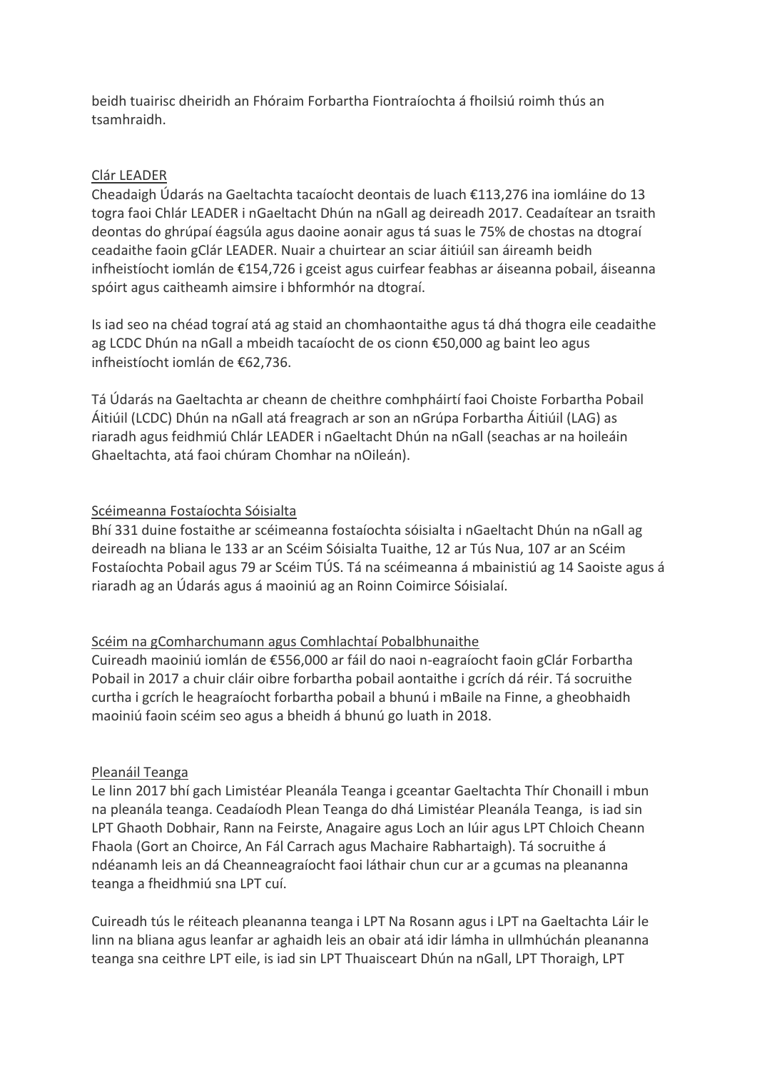beidh tuairisc dheiridh an Fhóraim Forbartha Fiontraíochta á fhoilsiú roimh thús an tsamhraidh.

Clár LEADER

Cheadaigh Údarás na Gaeltachta tacaíocht deontais de luach €113,276 ina iomláine do 13 togra faoi Chlár LEADER i nGaeltacht Dhún na nGall ag deireadh 2017. Ceadaítear an tsraith deontas do ghrúpaí éagsúla agus daoine aonair agus tá suas le 75% de chostas na dtograí ceadaithe faoin gClár LEADER. Nuair a chuirtear an sciar áitiúil san áireamh beidh infheistíocht iomlán de €154,726 i gceist agus cuirfear feabhas ar áiseanna pobail, áiseanna spóirt agus caitheamh aimsire i bhformhór na dtograí.

Is iad seo na chéad tograí atá ag staid an chomhaontaithe agus tá dhá thogra eile ceadaithe ag LCDC Dhún na nGall a mbeidh tacaíocht de os cionn €50,000 ag baint leo agus infheistíocht iomlán de €62,736.

Tá Údarás na Gaeltachta ar cheann de cheithre comhpháirtí faoi Choiste Forbartha Pobail Áitiúil (LCDC) Dhún na nGall atá freagrach ar son an nGrúpa Forbartha Áitiúil (LAG) as riaradh agus feidhmiú Chlár LEADER i nGaeltacht Dhún na nGall (seachas ar na hoileáin Ghaeltachta, atá faoi chúram Chomhar na nOileán).

Scéimeanna Fostaíochta Sóisialta

Bhí 331 duine fostaithe ar scéimeanna fostaíochta sóisialta i nGaeltacht Dhún na nGall ag deireadh na bliana le 133 ar an Scéim Sóisialta Tuaithe, 12 ar Tús Nua, 107 ar an Scéim Fostaíochta Pobail agus 79 ar Scéim TÚS. Tá na scéimeanna á mbainistiú ag 14 Saoiste agus á riaradh ag an Údarás agus á maoiniú ag an Roinn Coimirce Sóisialaí.

Scéim na gComharchumann agus Comhlachtaí Pobalbhunaithe

Cuireadh maoiniú iomlán de €556,000 ar fáil do naoi n-eagraíocht faoin gClár Forbartha Pobail in 2017 a chuir cláir oibre forbartha pobail aontaithe i gcrích dá réir. Tá socruithe curtha i gcrích le heagraíocht forbartha pobail a bhunú i mBaile na Finne, a gheobhaidh maoiniú faoin scéim seo agus a bheidh á bhunú go luath in 2018.

Pleanáil Teanga

Le linn 2017 bhí gach Limistéar Pleanála Teanga i gceantar Gaeltachta Thír Chonaill i mbun na pleanála teanga. Ceadaíodh Plean Teanga do dhá Limistéar Pleanála Teanga, is iad sin LPT Ghaoth Dobhair, Rann na Feirste, Anagaire agus Loch an Iúir agus LPT Chloich Cheann Fhaola (Gort an Choirce, An Fál Carrach agus Machaire Rabhartaigh). Tá socruithe á ndéanamh leis an dá Cheanneagraíocht faoi láthair chun cur ar a gcumas na pleananna teanga a fheidhmiú sna LPT cuí.

Cuireadh tús le réiteach pleananna teanga i LPT Na Rosann agus i LPT na Gaeltachta Láir le linn na bliana agus leanfar ar aghaidh leis an obair atá idir lámha in ullmhúchán pleananna teanga sna ceithre LPT eile, is iad sin LPT Thuaisceart Dhún na nGall, LPT Thoraigh, LPT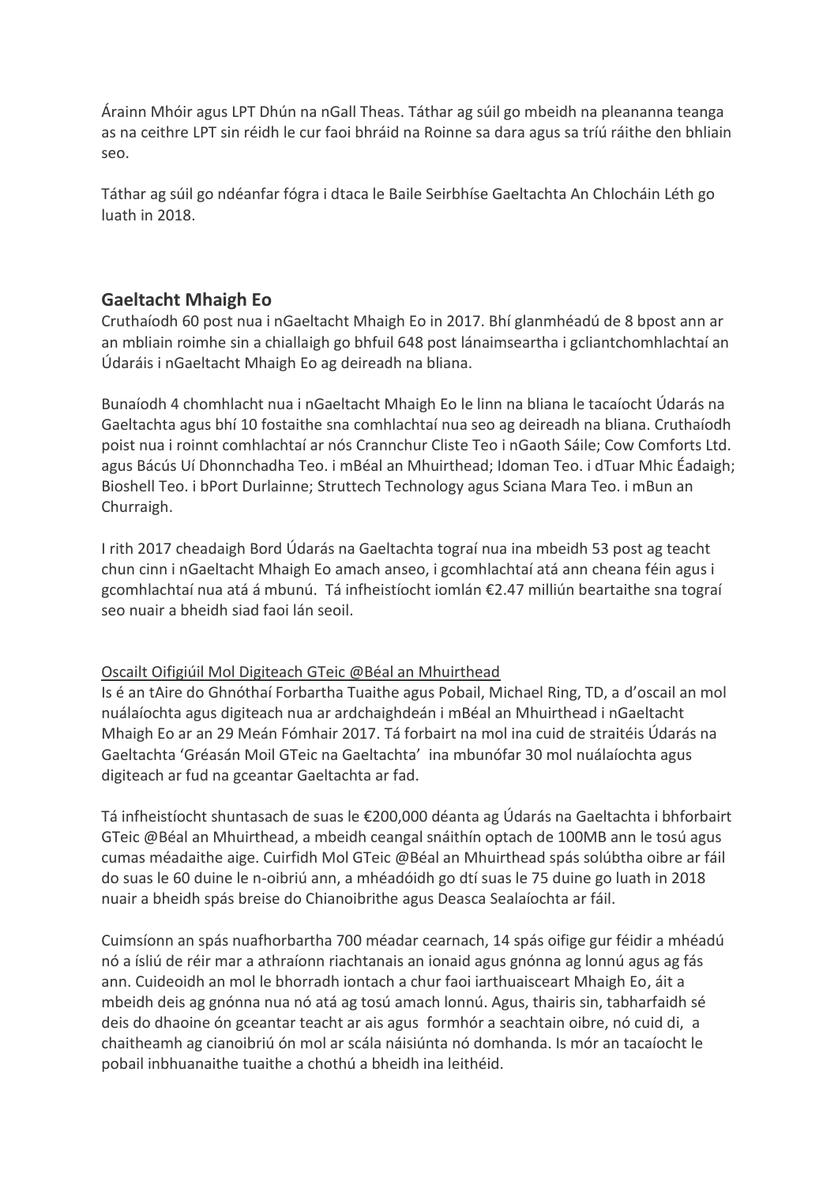Árainn Mhóir agus LPT Dhún na nGall Theas. Táthar ag súil go mbeidh na pleananna teanga as na ceithre LPT sin réidh le cur faoi bhráid na Roinne sa dara agus sa tríú ráithe den bhliain seo.

Táthar ag súil go ndéanfar fógra i dtaca le Baile Seirbhíse Gaeltachta An Chlocháin Léth go luath in 2018.

## Gaeltacht Mhaigh Eo

Cruthaíodh 60 post nua i nGaeltacht Mhaigh Eo in 2017. Bhí glanmhéadú de 8 bpost ann ar an mbliain roimhe sin a chiallaigh go bhfuil 648 post lánaimseartha i gcliantchomhlachtaí an Údaráis i nGaeltacht Mhaigh Eo ag deireadh na bliana.

Bunaíodh 4 chomhlacht nua i nGaeltacht Mhaigh Eo le linn na bliana le tacaíocht Údarás na Gaeltachta agus bhí 10 fostaithe sna comhlachtaí nua seo ag deireadh na bliana. Cruthaíodh poist nua i roinnt comhlachtaí ar nós Crannchur Cliste Teo i nGaoth Sáile; Cow Comforts Ltd. agus Bácús Uí Dhonnchadha Teo. i mBéal an Mhuirthead; Idoman Teo. i dTuar Mhic Éadaigh; Bioshell Teo. i bPort Durlainne; Struttech Technology agus Sciana Mara Teo. i mBun an Churraigh.

I rith 2017 cheadaigh Bord Údarás na Gaeltachta tograí nua ina mbeidh 53 post ag teacht chun cinn i nGaeltacht Mhaigh Eo amach anseo, i gcomhlachtaí atá ann cheana féin agus i gcomhlachtaí nua atá á mbunú. Tá infheistíocht iomlán €2.47 milliún beartaithe sna tograí seo nuair a bheidh siad faoi lán seoil.

<u>Oscailt Oifigiúil Mol Digiteach GTeic @Béal an Mhuirthead</u>

Is é an tAire do Ghnóthaí Forbartha Tuaithe agus Pobail, Michael Ring, TD, a d'oscail an mol nuálaíochta agus digiteach nua ar ardchaighdeán i mBéal an Mhuirthead i nGaeltacht Mhaigh Eo ar an 29 Meán Fómhair 2017. Tá forbairt na mol ina cuid de straitéis Údarás na Gaeltachta 'Gréasán Moil GTeic na Gaeltachta' ina mbunófar 30 mol nuálaíochta agus digiteach ar fud na gceantar Gaeltachta ar fad.

Tá infheistíocht shuntasach de suas le €200,000 déanta ag Údarás na Gaeltachta i bhforbairt GTeic @Béal an Mhuirthead, a mbeidh ceangal snáithín optach de 100MB ann le tosú agus cumas méadaithe aige. Cuirfidh Mol GTeic @Béal an Mhuirthead spás solúbtha oibre ar fáil do suas le 60 duine le n-oibriú ann, a mhéadóidh go dtí suas le 75 duine go luath in 2018 nuair a bheidh spás breise do Chianoibrithe agus Deasca Sealaíochta ar fáil.

Cuimsíonn an spás nuafhorbartha 700 méadar cearnach, 14 spás oifige gur féidir a mhéadú nó a ísliú de réir mar a athraíonn riachtanais an ionaid agus gnónna ag lonnú agus ag fás ann. Cuideoidh an mol le bhorradh iontach a chur faoi iarthuaisceart Mhaigh Eo, áit a mbeidh deis ag gnónna nua nó atá ag tosú amach lonnú. Agus, thairis sin, tabharfaidh sé deis do dhaoine ón gceantar teacht ar ais agus formhór a seachtain oibre, nó cuid di, a chaitheamh ag cianoibriú ón mol ar scála náisiúnta nó domhanda. Is mór an tacaíocht le pobail inbhuanaithe tuaithe a chothú a bheidh ina leithéid.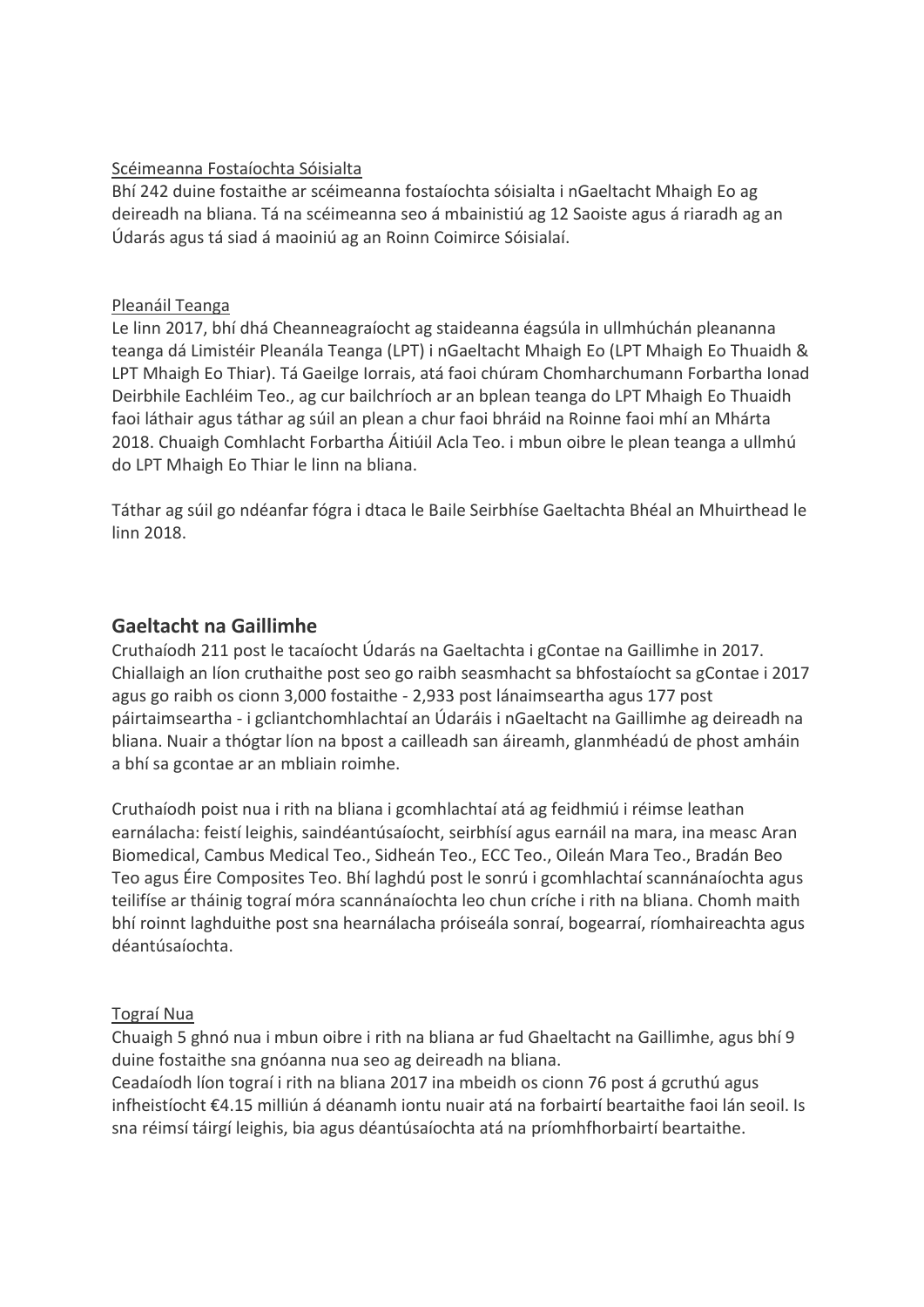Scéimeanna Fostaíochta Sóisialta

Bhí 242 duine fostaithe ar scéimeanna fostaíochta sóisialta i nGaeltacht Mhaigh Eo ag deireadh na bliana. Tá na scéimeanna seo á mbainistiú ag 12 Saoiste agus á riaradh ag an Údarás agus tá siad á maoiniú ag an Roinn Coimirce Sóisialaí.

Pleanáil Teanga

Le linn 2017, bhí dhá Cheanneagraíocht ag staideanna éagsúla in ullmhúchán pleananna teanga dá Limistéir Pleanála Teanga (LPT) i nGaeltacht Mhaigh Eo (LPT Mhaigh Eo Thuaidh & LPT Mhaigh Eo Thiar). Tá Gaeilge Iorrais, atá faoi chúram Chomharchumann Forbartha Ionad Deirbhile Eachléim Teo., ag cur bailchríoch ar an bplean teanga do LPT Mhaigh Eo Thuaidh faoi láthair agus táthar ag súil an plean a chur faoi bhráid na Roinne faoi mhí an Mhárta 2018. Chuaigh Comhlacht Forbartha Áitiúil Acla Teo. i mbun oibre le plean teanga a ullmhú do LPT Mhaigh Eo Thiar le linn na bliana.

Táthar ag súil go ndéanfar fógra i dtaca le Baile Seirbhíse Gaeltachta Bhéal an Mhuirthead le linn 2018.

## Gaeltacht na Gaillimhe

Cruthaíodh 211 post le tacaíocht Údarás na Gaeltachta i gContae na Gaillimhe in 2017. Chiallaigh an líon cruthaithe post seo go raibh seasmhacht sa bhfostaíocht sa gContae i 2017 agus go raibh os cionn 3,000 fostaithe - 2,933 post lánaimseartha agus 177 post páirtaimseartha - i gcliantchomhlachtaí an Údaráis i nGaeltacht na Gaillimhe ag deireadh na bliana. Nuair a thógtar líon na bpost a cailleadh san áireamh, glanmhéadú de phost amháin a bhí sa gcontae ar an mbliain roimhe.

Cruthaíodh poist nua i rith na bliana i gcomhlachtaí atá ag feidhmiú i réimse leathan earnálacha: feistí leighis, saindéantúsaíocht, seirbhísí agus earnáil na mara, ina measc Aran Biomedical, Cambus Medical Teo., Sidheán Teo., ECC Teo., Oileán Mara Teo., Bradán Beo Teo agus Éire Composites Teo. Bhí laghdú post le sonrú i gcomhlachtaí scannánaíochta agus teilifíse ar tháinig tograí móra scannánaíochta leo chun críche i rith na bliana. Chomh maith bhí roinnt laghduithe post sna hearnálacha próiseála sonraí, bogearraí, ríomhaireachta agus déantúsaíochta.

Tograí Nua

Chuaigh 5 ghnó nua i mbun oibre i rith na bliana ar fud Ghaeltacht na Gaillimhe, agus bhí 9 duine fostaithe sna gnóanna nua seo ag deireadh na bliana.

Ceadaíodh líon tograí i rith na bliana 2017 ina mbeidh os cionn 76 post á gcruthú agus infheistíocht €4.15 milliún á déanamh iontu nuair atá na forbairtí beartaithe faoi lán seoil. Is sna réimsí táirgí leighis, bia agus déantúsaíochta atá na príomhfhorbairtí beartaithe.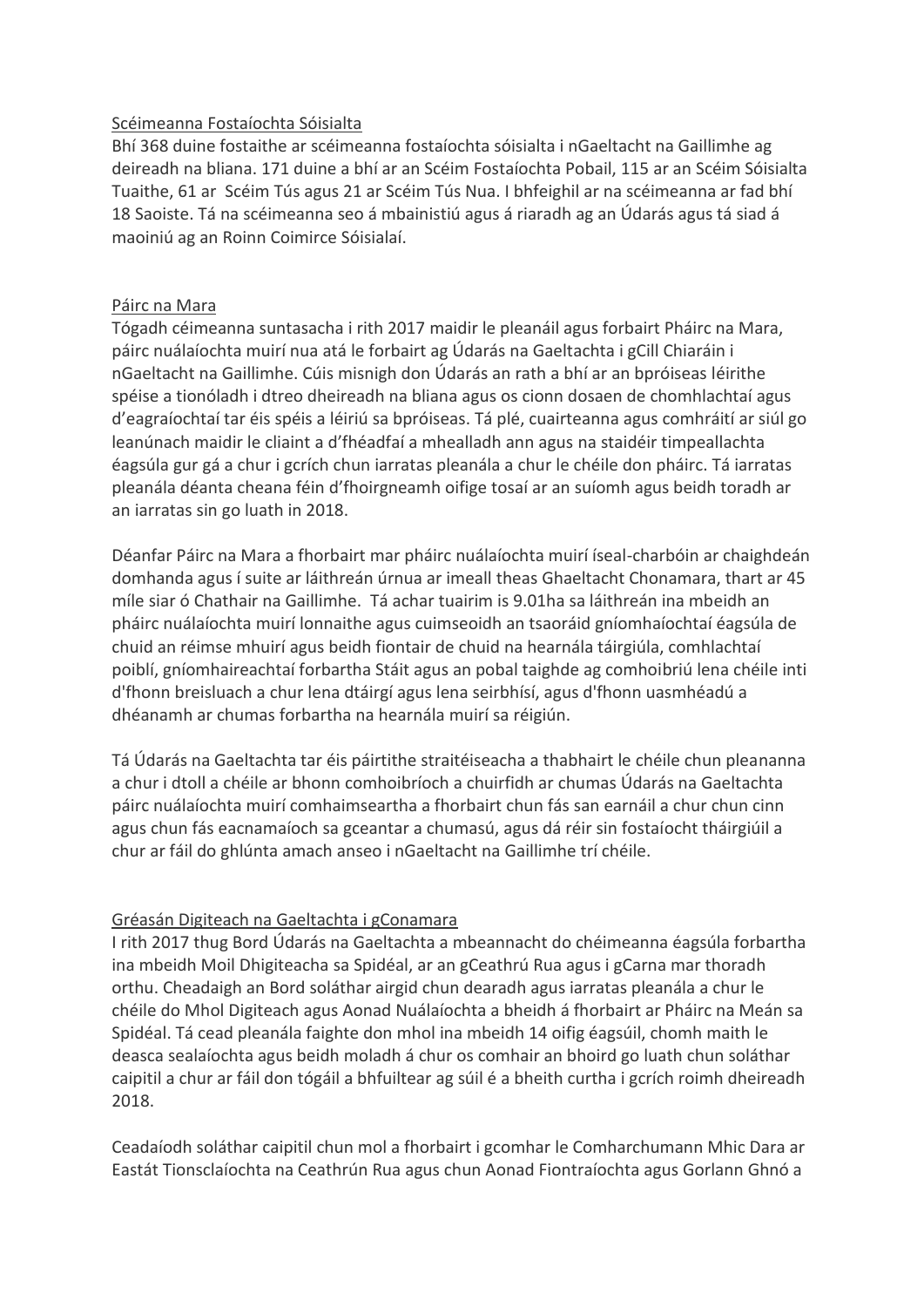## Scéimeanna Fostaíochta Sóisialta

Bhí 368 duine fostaithe ar scéimeanna fostaíochta sóisialta i nGaeltacht na Gaillimhe ag deireadh na bliana. 171 duine a bhí ar an Scéim Fostaíochta Pobail, 115 ar an Scéim Sóisialta Tuaithe, 61 ar Scéim Tús agus 21 ar Scéim Tús Nua. I bhfeighil ar na scéimeanna ar fad bhí 18 Saoiste. Tá na scéimeanna seo á mbainistiú agus á riaradh ag an Údarás agus tá siad á maoiniú ag an Roinn Coimirce Sóisialaí.

## Páirc na Mara

Tógadh céimeanna suntasacha i rith 2017 maidir le pleanáil agus forbairt Pháirc na Mara, páirc nuálaíochta muirí nua atá le forbairt ag Údarás na Gaeltachta i gCill Chiaráin i nGaeltacht na Gaillimhe. Cúis misnigh don Údarás an rath a bhí ar an bpróiseas léirithe spéise a tionóladh i dtreo dheireadh na bliana agus os cionn dosaen de chomhlachtaí agus d'eagraíochtaí tar éis spéis a léiriú sa bpróiseas. Tá plé, cuairteanna agus comhráití ar siúl go leanúnach maidir le cliaint a d'fhéadfaí a mhealladh ann agus na staidéir timpeallachta éagsúla gur gá a chur i gcrích chun iarratas pleanála a chur le chéile don pháirc. Tá iarratas pleanála déanta cheana féin d'fhoirgneamh oifige tosaí ar an suíomh agus beidh toradh ar an iarratas sin go luath in 2018.

Déanfar Páirc na Mara a fhorbairt mar pháirc nuálaíochta muirí íseal-charbóin ar chaighdeán domhanda agus í suite ar láithreán úrnua ar imeall theas Ghaeltacht Chonamara, thart ar 45 míle siar ó Chathair na Gaillimhe. Tá achar tuairim is 9.01ha sa láithreán ina mbeidh an pháirc nuálaíochta muirí lonnaithe agus cuimseoidh an tsaoráid gníomhaíochtaí éagsúla de chuid an réimse mhuirí agus beidh fiontair de chuid na hearnála táirgiúla, comhlachtaí poiblí, gníomhaireachtaí forbartha Stáit agus an pobal taighde ag comhoibriú lena chéile inti d'fhonn breisluach a chur lena dtáirgí agus lena seirbhísí, agus d'fhonn uasmhéadú a dhéanamh ar chumas forbartha na hearnála muirí sa réigiún.

Tá Údarás na Gaeltachta tar éis páirtithe straitéiseacha a thabhairt le chéile chun pleananna a chur i dtoll a chéile ar bhonn comhoibríoch a chuirfidh ar chumas Údarás na Gaeltachta páirc nuálaíochta muirí comhaimseartha a fhorbairt chun fás san earnáil a chur chun cinn agus chun fás eacnamaíoch sa gceantar a chumasú, agus dá réir sin fostaíocht tháirgiúil a chur ar fáil do ghlúnta amach anseo i nGaeltacht na Gaillimhe trí chéile.

## Gréasán Digiteach na Gaeltachta i gConamara

I rith 2017 thug Bord Údarás na Gaeltachta a mbeannacht do chéimeanna éagsúla forbartha ina mbeidh Moil Dhigiteacha sa Spidéal, ar an gCeathrú Rua agus i gCarna mar thoradh orthu. Cheadaigh an Bord soláthar airgid chun dearadh agus iarratas pleanála a chur le chéile do Mhol Digiteach agus Aonad Nuálaíochta a bheidh á fhorbairt ar Pháirc na Meán sa Spidéal. Tá cead pleanála faighte don mhol ina mbeidh 14 oifig éagsúil, chomh maith le deasca sealaíochta agus beidh moladh á chur os comhair an bhoird go luath chun soláthar caipitil a chur ar fáil don tógáil a bhfuiltear ag súil é a bheith curtha i gcrích roimh dheireadh 2018.

Ceadaíodh soláthar caipitil chun mol a fhorbairt i gcomhar le Comharchumann Mhic Dara ar Eastát Tionsclaíochta na Ceathrún Rua agus chun Aonad Fiontraíochta agus Gorlann Ghnó a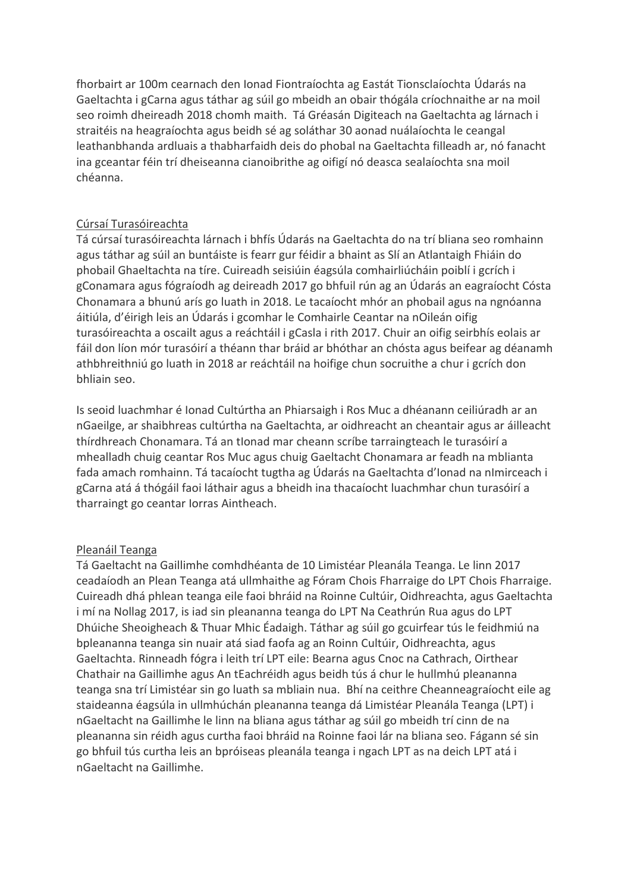fhorbairt ar 100m cearnach den Ionad Fiontraíochta ag Eastát Tionsclaíochta Údarás na Gaeltachta i gCarna agus táthar ag súil go mbeidh an obair thógála críochnaithe ar na moil seo roimh dheireadh 2018 chomh maith. Tá Gréasán Digiteach na Gaeltachta ag lárnach i straitéis na heagraíochta agus beidh sé ag soláthar 30 aonad nuálaíochta le ceangal leathanbhanda ardluais a thabharfaidh deis do phobal na Gaeltachta filleadh ar, nó fanacht ina gceantar féin trí dheiseanna cianoibrithe ag oifigí nó deasca sealaíochta sna moil chéanna.

## Cúrsaí Turasóireachta

Tá cúrsaí turasóireachta lárnach i bhfís Údarás na Gaeltachta do na trí bliana seo romhainn agus táthar ag súil an buntáiste is fearr gur féidir a bhaint as Slí an Atlantaigh Fhiáin do phobail Ghaeltachta na tíre. Cuireadh seisiúin éagsúla comhairliúcháin poiblí i gcrích i gConamara agus fógraíodh ag deireadh 2017 go bhfuil rún ag an Údarás an eagraíocht Cósta Chonamara a bhunú arís go luath in 2018. Le tacaíocht mhór an phobail agus na ngnóanna áitiúla, d'éirigh leis an Údarás i gcomhar le Comhairle Ceantar na nOileán oifig turasóireachta a oscailt agus a reáchtáil i gCasla i rith 2017. Chuir an oifig seirbhís eolais ar fáil don líon mór turasóirí a théann thar bráid ar bhóthar an chósta agus beifear ag déanamh athbhreithniú go luath in 2018 ar reáchtáil na hoifige chun socruithe a chur i gcrích don bhliain seo.

Is seoid luachmhar é Ionad Cultúrtha an Phiarsaigh i Ros Muc a dhéanann ceiliúradh ar an nGaeilge, ar shaibhreas cultúrtha na Gaeltachta, ar oidhreacht an cheantair agus ar áilleacht thírdhreach Chonamara. Tá an tIonad mar cheann scríbe tarraingteach le turasóirí a mhealladh chuig ceantar Ros Muc agus chuig Gaeltacht Chonamara ar feadh na mblianta fada amach romhainn. Tá tacaíocht tugtha ag Údarás na Gaeltachta d'Ionad na nImirceach i gCarna atá á thógáil faoi láthair agus a bheidh ina thacaíocht luachmhar chun turasóirí a tharraingt go ceantar Iorras Aintheach.

## Pleanáil Teanga

Tá Gaeltacht na Gaillimhe comhdhéanta de 10 Limistéar Pleanála Teanga. Le linn 2017 ceadaíodh an Plean Teanga atá ullmhaithe ag Fóram Chois Fharraige do LPT Chois Fharraige. Cuireadh dhá phlean teanga eile faoi bhráid na Roinne Cultúir, Oidhreachta, agus Gaeltachta i mí na Nollag 2017, is iad sin pleananna teanga do LPT Na Ceathrún Rua agus do LPT Dhúiche Sheoigheach & Thuar Mhic Éadaigh. Táthar ag súil go gcuirfear tús le feidhmiú na bpleananna teanga sin nuair atá siad faofa ag an Roinn Cultúir, Oidhreachta, agus Gaeltachta. Rinneadh fógra i leith trí LPT eile: Bearna agus Cnoc na Cathrach, Oirthear Chathair na Gaillimhe agus An tEachréidh agus beidh tús á chur le hullmhú pleananna teanga sna trí Limistéar sin go luath sa mbliain nua. Bhí na ceithre Cheanneagraíocht eile ag staideanna éagsúla in ullmhúchán pleananna teanga dá Limistéar Pleanála Teanga (LPT) i nGaeltacht na Gaillimhe le linn na bliana agus táthar ag súil go mbeidh trí cinn de na pleananna sin réidh agus curtha faoi bhráid na Roinne faoi lár na bliana seo. Fágann sé sin go bhfuil tús curtha leis an bpróiseas pleanála teanga i ngach LPT as na deich LPT atá i nGaeltacht na Gaillimhe.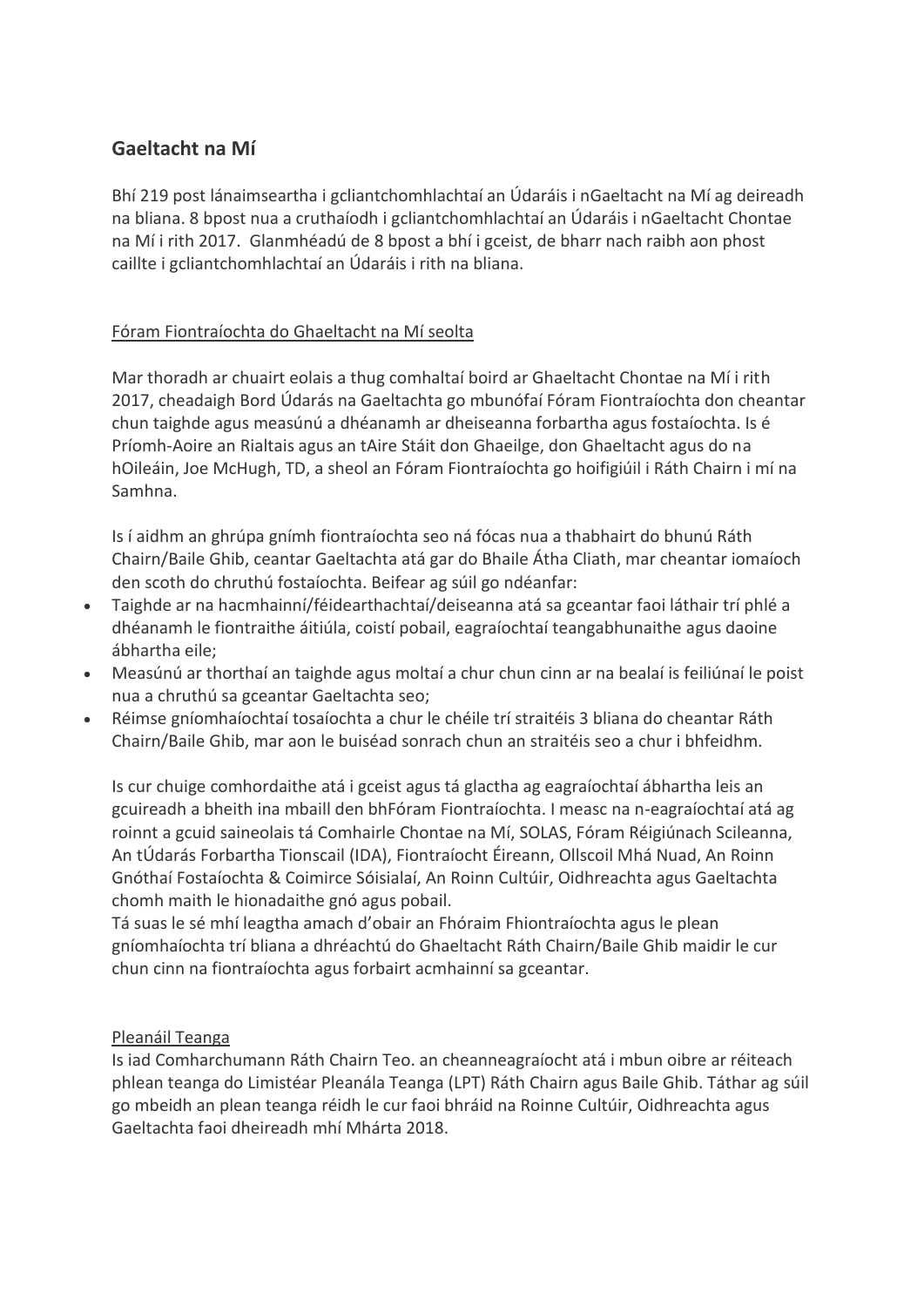## Gaeltacht na Mí

Bhí 219 post lánaimseartha i gcliantchomhlachtaí an Údaráis i nGaeltacht na Mí ag deireadh na bliana. 8 bpost nua a cruthaíodh i gcliantchomhlachtaí an Údaráis i nGaeltacht Chontae na Mí i rith 2017. Glanmhéadú de 8 bpost a bhí i gceist, de bharr nach raibh aon phost caillte i gcliantchomhlachtaí an Údaráis i rith na bliana.

<u>Fóram Fiontraíochta do Ghaeltacht na Mí seolta</u>

Mar thoradh ar chuairt eolais a thug comhaltaí boird ar Ghaeltacht Chontae na Mí i rith 2017, cheadaigh Bord Údarás na Gaeltachta go mbunófaí Fóram Fiontraíochta don cheantar chun taighde agus measúnú a dhéanamh ar dheiseanna forbartha agus fostaíochta. Is é Príomh-Aoire an Rialtais agus an tAire Stáit don Ghaeilge, don Ghaeltacht agus do na hOileáin, Joe McHugh, TD, a sheol an Fóram Fiontraíochta go hoifigiúil i Ráth Chairn i mí na Samhna.

Is í aidhm an ghrúpa gnímh fiontraíochta seo ná fócas nua a thabhairt do bhunú Ráth Chairn/Baile Ghib, ceantar Gaeltachta atá gar do Bhaile Átha Cliath, mar cheantar iomaíoch den scoth do chruthú fostaíochta. Beifear ag súil go ndéanfar:

- Taighde ar na hacmhainní/féidearthachtaí/deiseanna atá sa gceantar faoi láthair trí phlé a dhéanamh le fiontraithe áitiúla, coistí pobail, eagraíochtaí teangabhunaithe agus daoine ábhartha eile;
- Measúnú ar thorthaí an taighde agus moltaí a chur chun cinn ar na bealaí is feiliúnaí le poist nua a chruthú sa gceantar Gaeltachta seo;
- Réimse gníomhaíochtaí tosaíochta a chur le chéile trí straitéis 3 bliana do cheantar Ráth Chairn/Baile Ghib, mar aon le buiséad sonrach chun an straitéis seo a chur i bhfeidhm.

Is cur chuige comhordaithe atá i gceist agus tá glactha ag eagraíochtaí ábhartha leis an gcuireadh a bheith ina mbaill den bhFóram Fiontraíochta. I measc na n-eagraíochtaí atá ag roinnt a gcuid saineolais tá Comhairle Chontae na Mí, SOLAS, Fóram Réigiúnach Scileanna, An tÚdarás Forbartha Tionscail (IDA), Fiontraíocht Éireann, Ollscoil Mhá Nuad, An Roinn Gnóthaí Fostaíochta & Coimirce Sóisialaí, An Roinn Cultúir, Oidhreachta agus Gaeltachta chomh maith le hionadaithe gnó agus pobail.
Tá suas le sé mhí leagtha amach d'obair an Fhóraim Fhiontraíochta agus le plean gníomhaíochta trí bliana a dhréachtú do Ghaeltacht Ráth Chairn/Baile Ghib maidir le cur chun cinn na fiontraíochta agus forbairt acmhainní sa gceantar.

<u>Pleanáil Teanga</u>
Is iad Comharchumann Ráth Chairn Teo. an cheanneagraíocht atá i mbun oibre ar réiteach phlean teanga do Limistéar Pleanála Teanga (LPT) Ráth Chairn agus Baile Ghib. Táthar ag súil go mbeidh an plean teanga réidh le cur faoi bhráid na Roinne Cultúir, Oidhreachta agus Gaeltachta faoi dheireadh mhí Mhárta 2018.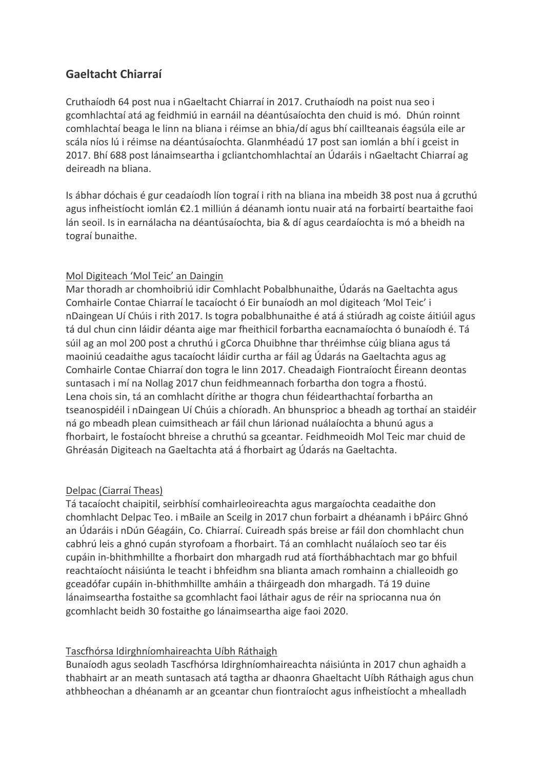## Gaeltacht Chiarraí

Cruthaíodh 64 post nua i nGaeltacht Chiarraí in 2017. Cruthaíodh na poist nua seo i gcomhlachtaí atá ag feidhmiú in earnáil na déantúsaíochta den chuid is mó. Dhún roinnt comhlachtaí beaga le linn na bliana i réimse an bhia/dí agus bhí caillteanais éagsúla eile ar scála níos lú i réimse na déantúsaíochta. Glanmhéadú 17 post san iomlán a bhí i gceist in 2017. Bhí 688 post lánaimseartha i gcliantchomhlachtaí an Údaráis i nGaeltacht Chiarraí ag deireadh na bliana.

Is ábhar dóchais é gur ceadaíodh líon tograí i rith na bliana ina mbeidh 38 post nua á gcruthú agus infheistíocht iomlán €2.1 milliún á déanamh iontu nuair atá na forbairtí beartaithe faoi lán seoil. Is in earnálacha na déantúsaíochta, bia & dí agus ceardaíochta is mó a bheidh na tograí bunaithe.

<u>Mol Digiteach 'Mol Teic' an Daingin</u>

Mar thoradh ar chomhoibriú idir Comhlacht Pobalbhunaithe, Údarás na Gaeltachta agus Comhairle Contae Chiarraí le tacaíocht ó Eir bunaíodh an mol digiteach 'Mol Teic' i nDaingean Uí Chúis i rith 2017. Is togra pobalbhunaithe é atá á stiúradh ag coiste áitiúil agus tá dul chun cinn láidir déanta aige mar fheithicil forbartha eacnamaíochta ó bunaíodh é. Tá súil ag an mol 200 post a chruthú i gCorca Dhuibhne thar thréimhse cúig bliana agus tá maoiniú ceadaithe agus tacaíocht láidir curtha ar fáil ag Údarás na Gaeltachta agus ag Comhairle Contae Chiarraí don togra le linn 2017. Cheadaigh Fiontraíocht Éireann deontas suntasach i mí na Nollag 2017 chun feidhmeannach forbartha don togra a fhostú.
Lena chois sin, tá an comhlacht dírithe ar thogra chun féidearthachtaí forbartha an tseanospidéil i nDaingean Uí Chúis a chíoradh. An bhunsprioc a bheadh ag torthaí an staidéir ná go mbeadh plean cuimsitheach ar fáil chun lárionad nuálaíochta a bhunú agus a fhorbairt, le fostaíocht bhreise a chruthú sa gceantar. Feidhmeoidh Mol Teic mar chuid de Ghréasán Digiteach na Gaeltachta atá á fhorbairt ag Údarás na Gaeltachta.

<u>Delpac (Ciarraí Theas)</u>

Tá tacaíocht chaipitil, seirbhísí comhairleoireachta agus margaíochta ceadaithe don chomhlacht Delpac Teo. i mBaile an Sceilg in 2017 chun forbairt a dhéanamh i bPáirc Ghnó an Údaráis i nDún Géagáin, Co. Chiarraí. Cuireadh spás breise ar fáil don chomhlacht chun cabhrú leis a ghnó cupán styrofoam a fhorbairt. Tá an comhlacht nuálaíoch seo tar éis cupáin in-bhithmhillte a fhorbairt don mhargadh rud atá fíorthábhachtach mar go bhfuil reachtaíocht náisiúnta le teacht i bhfeidhm sna blianta amach romhainn a chiallfeidh go gceadófar cupáin in-bhithmhillte amháin a tháirgeadh don mhargadh. Tá 19 duine lánaimseartha fostaithe sa gcomhlacht faoi láthair agus de réir na spriocanna nua ón gcomhlacht beidh 30 fostaithe go lánaimseartha aige faoi 2020.

<u>Tascfhórsa Idirghníomhaireachta Uíbh Ráthaigh</u>

Bunaíodh agus seoladh Tascfhórsa Idirghníomhaireachta náisiúnta in 2017 chun aghaidh a thabhairt ar an meath suntasach atá tagtha ar dhaonra Ghaeltacht Uíbh Ráthaigh agus chun athbheochan a dhéanamh ar an gceantar chun fiontraíocht agus infheistíocht a mhealladh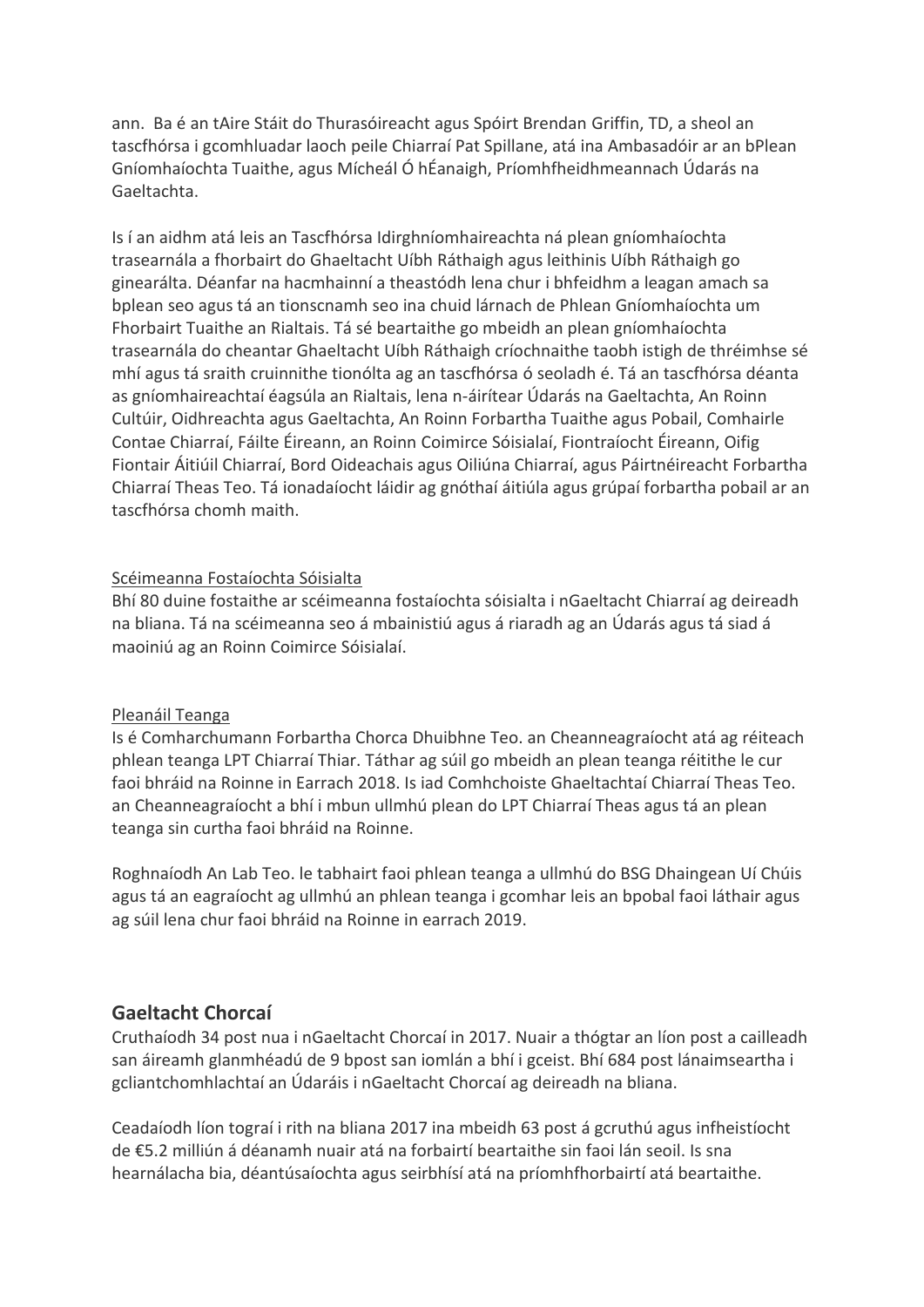ann. Ba é an tAire Stáit do Thurasóireacht agus Spóirt Brendan Griffin, TD, a sheol an tascfhórsa i gcomhluadar laoch peile Chiarraí Pat Spillane, atá ina Ambasadóir ar an bPlean Gníomhaíochta Tuaithe, agus Mícheál Ó hÉanaigh, Príomhfheidhmeannach Údarás na Gaeltachta.

Is í an aidhm atá leis an Tascfhórsa Idirghníomhaireachta ná plean gníomhaíochta trasearnála a fhorbairt do Ghaeltacht Uíbh Ráthaigh agus leithinis Uíbh Ráthaigh go ginearálta. Déanfar na hacmhainní a theastódh lena chur i bhfeidhm a leagan amach sa bplean seo agus tá an tionscnamh seo ina chuid lárnach de Phlean Gníomhaíochta um Fhorbairt Tuaithe an Rialtais. Tá sé beartaithe go mbeidh an plean gníomhaíochta trasearnála do cheantar Ghaeltacht Uíbh Ráthaigh críochnaithe taobh istigh de thréimhse sé mhí agus tá sraith cruinnithe tionólta ag an tascfhórsa ó seoladh é. Tá an tascfhórsa déanta as gníomhaireachtaí éagsúla an Rialtais, lena n-áirítear Údarás na Gaeltachta, An Roinn Cultúir, Oidhreachta agus Gaeltachta, An Roinn Forbartha Tuaithe agus Pobail, Comhairle Contae Chiarraí, Fáilte Éireann, an Roinn Coimirce Sóisialaí, Fiontraíocht Éireann, Oifig Fiontair Áitiúil Chiarraí, Bord Oideachais agus Oiliúna Chiarraí, agus Páirtnéireacht Forbartha Chiarraí Theas Teo. Tá ionadaíocht láidir ag gnóthaí áitiúla agus grúpaí forbartha pobail ar an tascfhórsa chomh maith.

<u>Scéimeanna Fostaíochta Sóisialta</u>

Bhí 80 duine fostaithe ar scéimeanna fostaíochta sóisialta i nGaeltacht Chiarraí ag deireadh na bliana. Tá na scéimeanna seo á mbainistiú agus á riaradh ag an Údarás agus tá siad á maoiniú ag an Roinn Coimirce Sóisialaí.

<u>Pleanáil Teanga</u>

Is é Comharchumann Forbartha Chorca Dhuibhne Teo. an Cheanneagraíocht atá ag réiteach phlean teanga LPT Chiarraí Thiar. Táthar ag súil go mbeidh an plean teanga réitithe le cur faoi bhráid na Roinne in Earrach 2018. Is iad Comhchoiste Ghaeltachtaí Chiarraí Theas Teo. an Cheanneagraíocht a bhí i mbun ullmhú plean do LPT Chiarraí Theas agus tá an plean teanga sin curtha faoi bhráid na Roinne.

Roghnaíodh An Lab Teo. le tabhairt faoi phlean teanga a ullmhú do BSG Dhaingean Uí Chúis agus tá an eagraíocht ag ullmhú an phlean teanga i gcomhar leis an bpobal faoi láthair agus ag súil lena chur faoi bhráid na Roinne in earrach 2019.

## Gaeltacht Chorcaí

Cruthaíodh 34 post nua i nGaeltacht Chorcaí in 2017. Nuair a thógtar an líon post a cailleadh san áireamh glanmhéadú de 9 bpost san iomlán a bhí i gceist. Bhí 684 post lánaimseartha i gcliantchomhlachtaí an Údaráis i nGaeltacht Chorcaí ag deireadh na bliana.

Ceadaíodh líon tograí i rith na bliana 2017 ina mbeidh 63 post á gcruthú agus infheistíocht de €5.2 milliún á déanamh nuair atá na forbairtí beartaithe sin faoi lán seoil. Is sna hearnálacha bia, déantúsaíochta agus seirbhísí atá na príomhfhorbairtí atá beartaithe.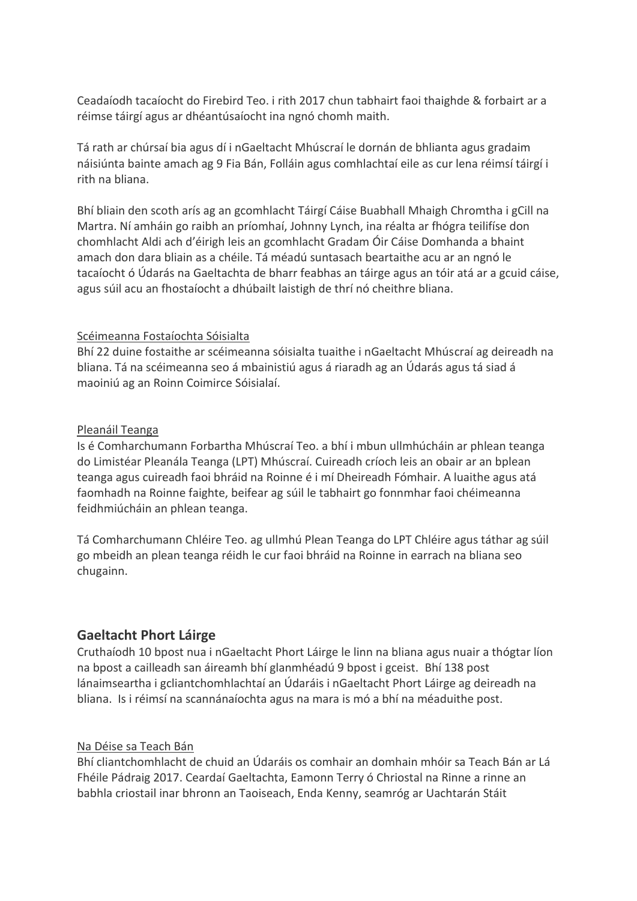Ceadaíodh tacaíocht do Firebird Teo. i rith 2017 chun tabhairt faoi thaighde & forbairt ar a réimse táirgí agus ar dhéantúsaíocht ina ngnó chomh maith.

Tá rath ar chúrsaí bia agus dí i nGaeltacht Mhúscraí le dornán de bhlianta agus gradaim náisiúnta bainte amach ag 9 Fia Bán, Folláin agus comhlachtaí eile as cur lena réimsí táirgí i rith na bliana.

Bhí bliain den scoth arís ag an gcomhlacht Táirgí Cáise Buabhall Mhaigh Chromtha i gCill na Martra. Ní amháin go raibh an príomhaí, Johnny Lynch, ina réalta ar fhógra teilifíse don chomhlacht Aldi ach d'éirigh leis an gcomhlacht Gradam Óir Cáise Domhanda a bhaint amach don dara bliain as a chéile. Tá méadú suntasach beartaithe acu ar an ngnó le tacaíocht ó Údarás na Gaeltachta de bharr feabhas an táirge agus an tóir atá ar a gcuid cáise, agus súil acu an fhostaíocht a dhúbailt laistigh de thrí nó cheithre bliana.

Scéimeanna Fostaíochta Sóisialta

Bhí 22 duine fostaithe ar scéimeanna sóisialta tuaithe i nGaeltacht Mhúscraí ag deireadh na bliana. Tá na scéimeanna seo á mbainistiú agus á riaradh ag an Údarás agus tá siad á maoiniú ag an Roinn Coimirce Sóisialaí.

Pleanáil Teanga

Is é Comharchumann Forbartha Mhúscraí Teo. a bhí i mbun ullmhúcháin ar phlean teanga do Limistéar Pleanála Teanga (LPT) Mhúscraí. Cuireadh críoch leis an obair ar an bplean teanga agus cuireadh faoi bhráid na Roinne é i mí Dheireadh Fómhair. A luaithe agus atá faomhadh na Roinne faighte, beifear ag súil le tabhairt go fonnmhar faoi chéimeanna feidhmiúcháin an phlean teanga.

Tá Comharchumann Chléire Teo. ag ullmhú Plean Teanga do LPT Chléire agus táthar ag súil go mbeidh an plean teanga réidh le cur faoi bhráid na Roinne in earrach na bliana seo chugainn.

## Gaeltacht Phort Láirge

Cruthaíodh 10 bpost nua i nGaeltacht Phort Láirge le linn na bliana agus nuair a thógtar líon na bpost a cailleadh san áireamh bhí glanmhéadú 9 bpost i gceist. Bhí 138 post lánaimseartha i gcliantchomhlachtaí an Údaráis i nGaeltacht Phort Láirge ag deireadh na bliana. Is i réimsí na scannánaíochta agus na mara is mó a bhí na méaduithe post.

Na Déise sa Teach Bán

Bhí cliantchomhlacht de chuid an Údaráis os comhair an domhain mhóir sa Teach Bán ar Lá Fhéile Pádraig 2017. Ceardaí Gaeltachta, Eamonn Terry ó Chriostal na Rinne a rinne an babhla criostail inar bhronn an Taoiseach, Enda Kenny, seamróg ar Uachtarán Stáit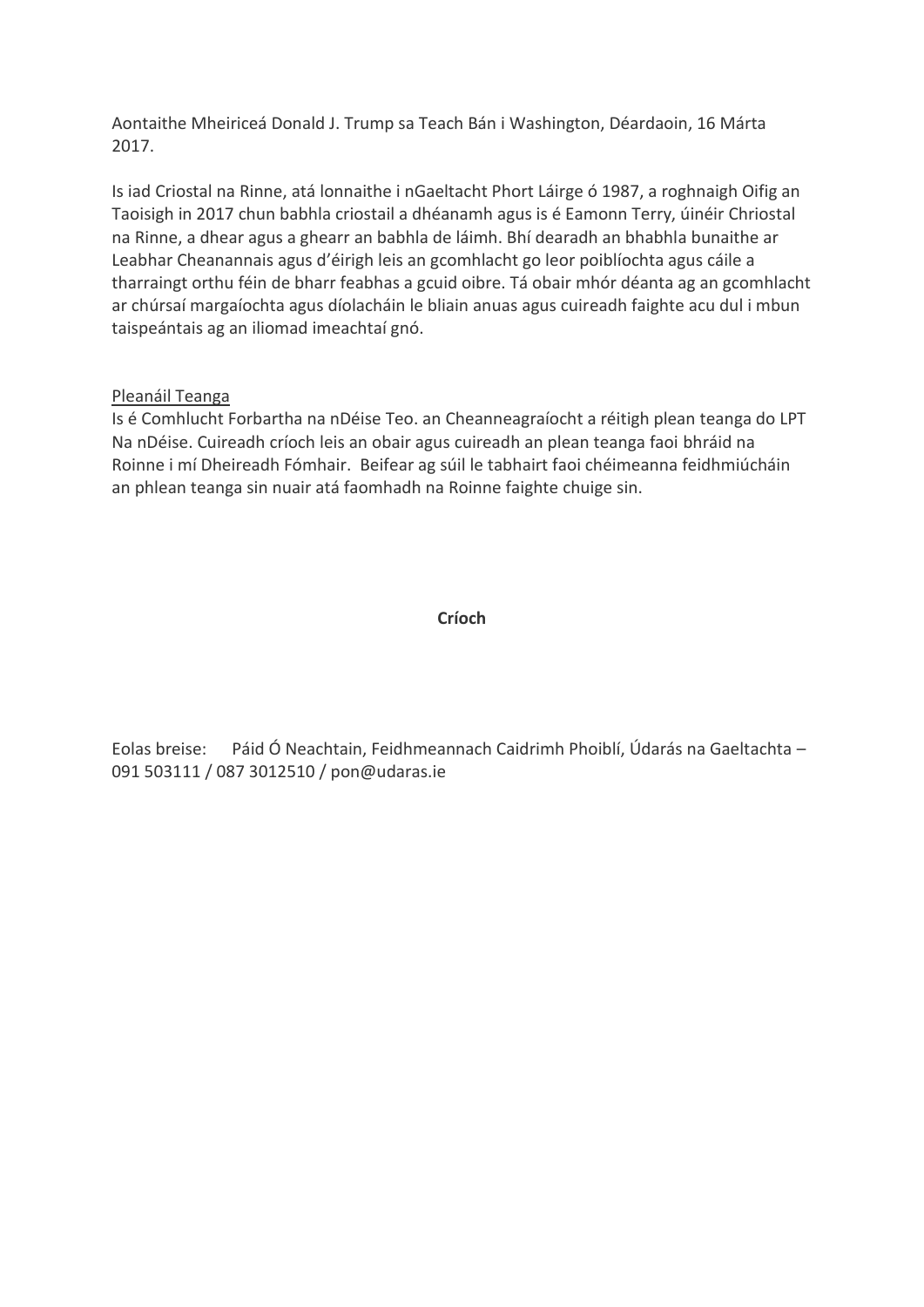Aontaithe Mheiriceá Donald J. Trump sa Teach Bán i Washington, Déardaoin, 16 Márta 2017.

Is iad Criostal na Rinne, atá lonnaithe i nGaeltacht Phort Láirge ó 1987, a roghnaigh Oifig an Taoisigh in 2017 chun babhla criostail a dhéanamh agus is é Eamonn Terry, úinéir Chriostal na Rinne, a dhear agus a ghearr an babhla de láimh. Bhí dearadh an bhabhla bunaithe ar Leabhar Cheanannais agus d'éirigh leis an gcomhlacht go leor poiblíochta agus cáile a tharraingt orthu féin de bharr feabhas a gcuid oibre. Tá obair mhór déanta ag an gcomhlacht ar chúrsaí margaíochta agus díolacháin le bliain anuas agus cuireadh faighte acu dul i mbun taispeántais ag an iliomad imeachtaí gnó.

Pleanáil Teanga

Is é Comhlucht Forbartha na nDéise Teo. an Cheanneagraíocht a réitigh plean teanga do LPT Na nDéise. Cuireadh críoch leis an obair agus cuireadh an plean teanga faoi bhráid na Roinne i mí Dheireadh Fómhair. Beifear ag súil le tabhairt faoi chéimeanna feidhmiúcháin an phlean teanga sin nuair atá faomhadh na Roinne faighte chuige sin.

**Críoch**

Eolas breise: Páid Ó Neachtain, Feidhmeannach Caidrimh Phoiblí, Údarás na Gaeltachta – 091 503111 / 087 3012510 / pon@udaras.ie